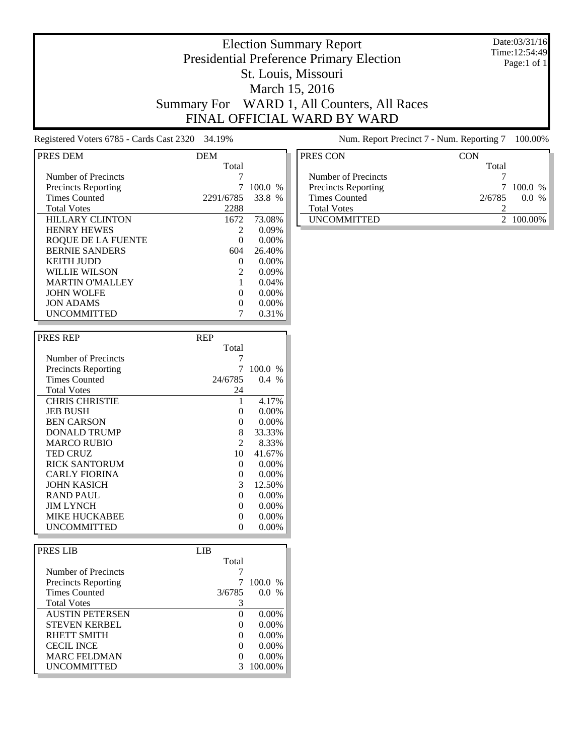# Election Summary Report

## Presidential Preference Primary Election

## St. Louis, Missouri

## March 15, 2016

## Summary For WARD 1, All Counters, All Races

## FINAL OFFICIAL WARD BY WARD

Date:03/31/16
Time:12:54:49
Page:1 of 1

Registered Voters 6785 - Cards Cast 2320 34.19%

Num. Report Precinct 7 - Num. Reporting 7 100.00%

| PRES DEM | DEM Total | |
|---|---|---|
| Number of Precincts | 7 | |
| Precincts Reporting | 7 | 100.0 % |
| Times Counted | 2291/6785 | 33.8 % |
| Total Votes | 2288 | |
| HILLARY CLINTON | 1672 | 73.08% |
| HENRY HEWES | 2 | 0.09% |
| ROQUE DE LA FUENTE | 0 | 0.00% |
| BERNIE SANDERS | 604 | 26.40% |
| KEITH JUDD | 0 | 0.00% |
| WILLIE WILSON | 2 | 0.09% |
| MARTIN O'MALLEY | 1 | 0.04% |
| JOHN WOLFE | 0 | 0.00% |
| JON ADAMS | 0 | 0.00% |
| UNCOMMITTED | 7 | 0.31% |

| PRES REP | REP Total | |
|---|---|---|
| Number of Precincts | 7 | |
| Precincts Reporting | 7 | 100.0 % |
| Times Counted | 24/6785 | 0.4 % |
| Total Votes | 24 | |
| CHRIS CHRISTIE | 1 | 4.17% |
| JEB BUSH | 0 | 0.00% |
| BEN CARSON | 0 | 0.00% |
| DONALD TRUMP | 8 | 33.33% |
| MARCO RUBIO | 2 | 8.33% |
| TED CRUZ | 10 | 41.67% |
| RICK SANTORUM | 0 | 0.00% |
| CARLY FIORINA | 0 | 0.00% |
| JOHN KASICH | 3 | 12.50% |
| RAND PAUL | 0 | 0.00% |
| JIM LYNCH | 0 | 0.00% |
| MIKE HUCKABEE | 0 | 0.00% |
| UNCOMMITTED | 0 | 0.00% |

| PRES LIB | LIB Total | |
|---|---|---|
| Number of Precincts | 7 | |
| Precincts Reporting | 7 | 100.0 % |
| Times Counted | 3/6785 | 0.0 % |
| Total Votes | 3 | |
| AUSTIN PETERSEN | 0 | 0.00% |
| STEVEN KERBEL | 0 | 0.00% |
| RHETT SMITH | 0 | 0.00% |
| CECIL INCE | 0 | 0.00% |
| MARC FELDMAN | 0 | 0.00% |
| UNCOMMITTED | 3 | 100.00% |

| PRES CON | CON Total | |
|---|---|---|
| Number of Precincts | 7 | |
| Precincts Reporting | 7 | 100.0 % |
| Times Counted | 2/6785 | 0.0 % |
| Total Votes | 2 | |
| UNCOMMITTED | 2 | 100.00% |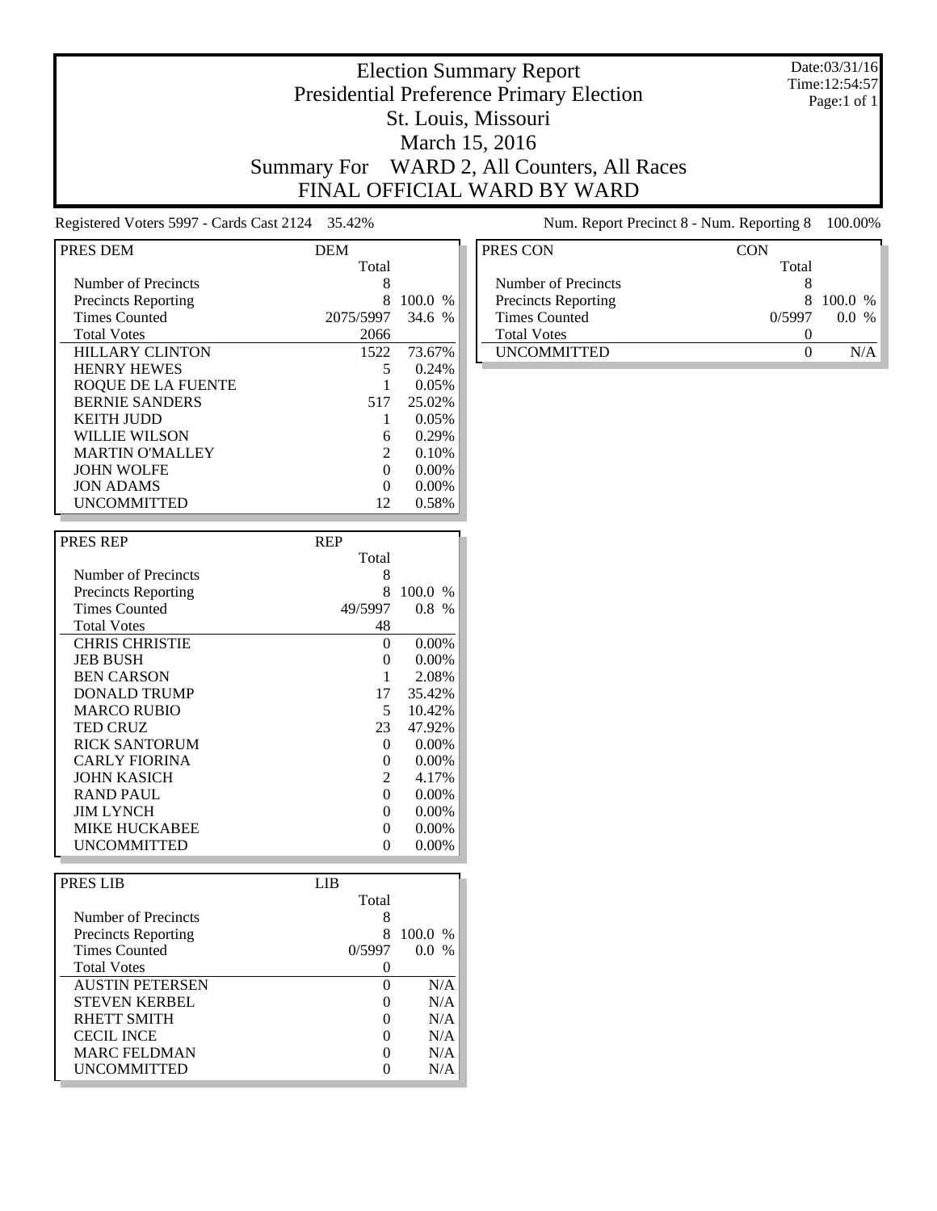# Election Summary Report

## Presidential Preference Primary Election

## St. Louis, Missouri

## March 15, 2016

## Summary For WARD 2, All Counters, All Races

## FINAL OFFICIAL WARD BY WARD

Date:03/31/16
Time:12:54:57
Page:1 of 1

Registered Voters 5997 - Cards Cast 2124 35.42%

Num. Report Precinct 8 - Num. Reporting 8 100.00%

| PRES DEM | DEM Total | |
|---|---|---|
| Number of Precincts | 8 | |
| Precincts Reporting | 8 | 100.0 % |
| Times Counted | 2075/5997 | 34.6 % |
| Total Votes | 2066 | |
| HILLARY CLINTON | 1522 | 73.67% |
| HENRY HEWES | 5 | 0.24% |
| ROQUE DE LA FUENTE | 1 | 0.05% |
| BERNIE SANDERS | 517 | 25.02% |
| KEITH JUDD | 1 | 0.05% |
| WILLIE WILSON | 6 | 0.29% |
| MARTIN O'MALLEY | 2 | 0.10% |
| JOHN WOLFE | 0 | 0.00% |
| JON ADAMS | 0 | 0.00% |
| UNCOMMITTED | 12 | 0.58% |

| PRES REP | REP Total | |
|---|---|---|
| Number of Precincts | 8 | |
| Precincts Reporting | 8 | 100.0 % |
| Times Counted | 49/5997 | 0.8 % |
| Total Votes | 48 | |
| CHRIS CHRISTIE | 0 | 0.00% |
| JEB BUSH | 0 | 0.00% |
| BEN CARSON | 1 | 2.08% |
| DONALD TRUMP | 17 | 35.42% |
| MARCO RUBIO | 5 | 10.42% |
| TED CRUZ | 23 | 47.92% |
| RICK SANTORUM | 0 | 0.00% |
| CARLY FIORINA | 0 | 0.00% |
| JOHN KASICH | 2 | 4.17% |
| RAND PAUL | 0 | 0.00% |
| JIM LYNCH | 0 | 0.00% |
| MIKE HUCKABEE | 0 | 0.00% |
| UNCOMMITTED | 0 | 0.00% |

| PRES LIB | LIB Total | |
|---|---|---|
| Number of Precincts | 8 | |
| Precincts Reporting | 8 | 100.0 % |
| Times Counted | 0/5997 | 0.0 % |
| Total Votes | 0 | |
| AUSTIN PETERSEN | 0 | N/A |
| STEVEN KERBEL | 0 | N/A |
| RHETT SMITH | 0 | N/A |
| CECIL INCE | 0 | N/A |
| MARC FELDMAN | 0 | N/A |
| UNCOMMITTED | 0 | N/A |

| PRES CON | CON Total | |
|---|---|---|
| Number of Precincts | 8 | |
| Precincts Reporting | 8 | 100.0 % |
| Times Counted | 0/5997 | 0.0 % |
| Total Votes | 0 | |
| UNCOMMITTED | 0 | N/A |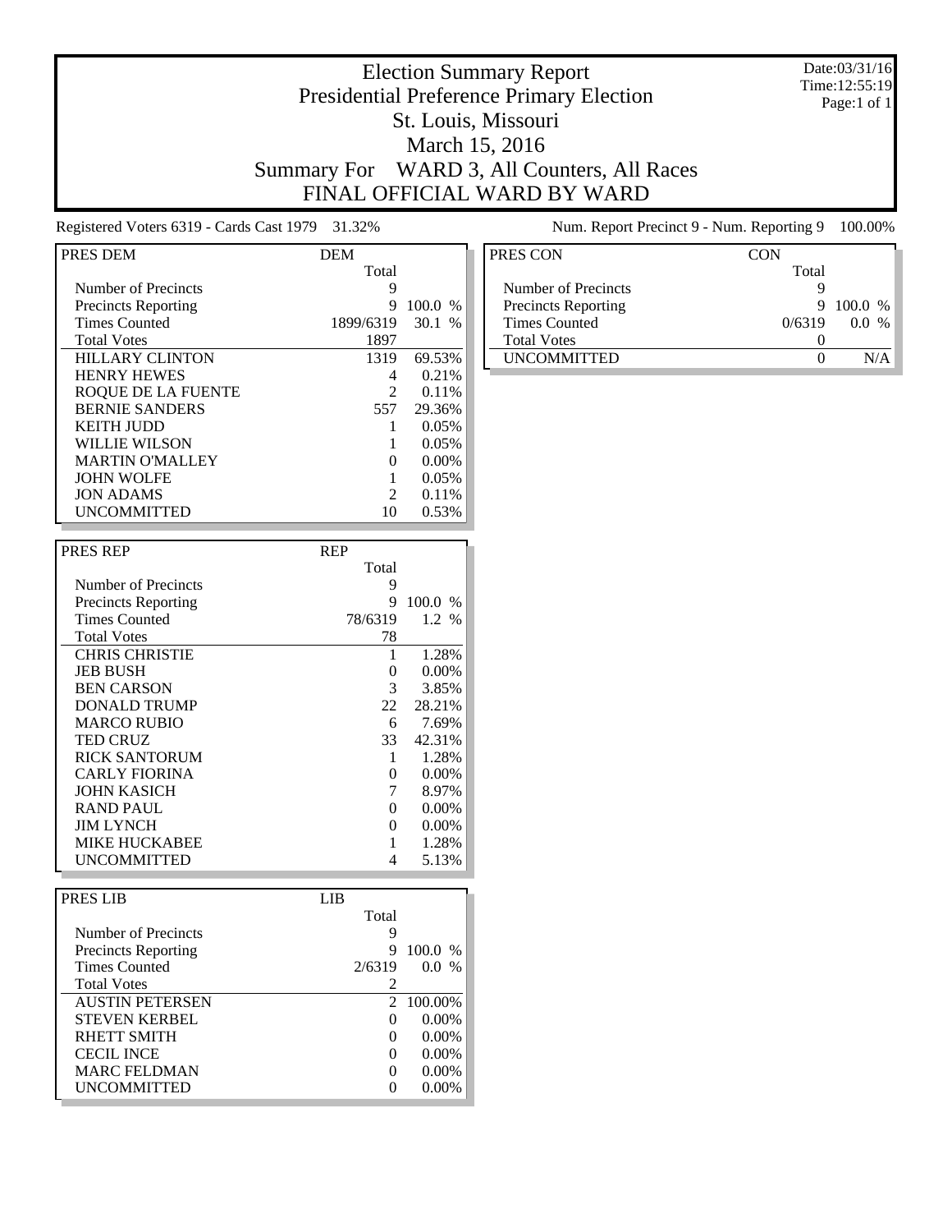# Election Summary Report
## Presidential Preference Primary Election
## St. Louis, Missouri
## March 15, 2016
## Summary For WARD 3, All Counters, All Races
## FINAL OFFICIAL WARD BY WARD

Date:03/31/16
Time:12:55:19
Page:1 of 1

Registered Voters 6319 - Cards Cast 1979 31.32%

Num. Report Precinct 9 - Num. Reporting 9 100.00%

| PRES DEM | DEM Total | |
|---|---|---|
| Number of Precincts | 9 | |
| Precincts Reporting | 9 | 100.0 % |
| Times Counted | 1899/6319 | 30.1 % |
| Total Votes | 1897 | |
| HILLARY CLINTON | 1319 | 69.53% |
| HENRY HEWES | 4 | 0.21% |
| ROQUE DE LA FUENTE | 2 | 0.11% |
| BERNIE SANDERS | 557 | 29.36% |
| KEITH JUDD | 1 | 0.05% |
| WILLIE WILSON | 1 | 0.05% |
| MARTIN O'MALLEY | 0 | 0.00% |
| JOHN WOLFE | 1 | 0.05% |
| JON ADAMS | 2 | 0.11% |
| UNCOMMITTED | 10 | 0.53% |

| PRES REP | REP Total | |
|---|---|---|
| Number of Precincts | 9 | |
| Precincts Reporting | 9 | 100.0 % |
| Times Counted | 78/6319 | 1.2 % |
| Total Votes | 78 | |
| CHRIS CHRISTIE | 1 | 1.28% |
| JEB BUSH | 0 | 0.00% |
| BEN CARSON | 3 | 3.85% |
| DONALD TRUMP | 22 | 28.21% |
| MARCO RUBIO | 6 | 7.69% |
| TED CRUZ | 33 | 42.31% |
| RICK SANTORUM | 1 | 1.28% |
| CARLY FIORINA | 0 | 0.00% |
| JOHN KASICH | 7 | 8.97% |
| RAND PAUL | 0 | 0.00% |
| JIM LYNCH | 0 | 0.00% |
| MIKE HUCKABEE | 1 | 1.28% |
| UNCOMMITTED | 4 | 5.13% |

| PRES LIB | LIB Total | |
|---|---|---|
| Number of Precincts | 9 | |
| Precincts Reporting | 9 | 100.0 % |
| Times Counted | 2/6319 | 0.0 % |
| Total Votes | 2 | |
| AUSTIN PETERSEN | 2 | 100.00% |
| STEVEN KERBEL | 0 | 0.00% |
| RHETT SMITH | 0 | 0.00% |
| CECIL INCE | 0 | 0.00% |
| MARC FELDMAN | 0 | 0.00% |
| UNCOMMITTED | 0 | 0.00% |

| PRES CON | CON Total | |
|---|---|---|
| Number of Precincts | 9 | |
| Precincts Reporting | 9 | 100.0 % |
| Times Counted | 0/6319 | 0.0 % |
| Total Votes | 0 | |
| UNCOMMITTED | 0 | N/A |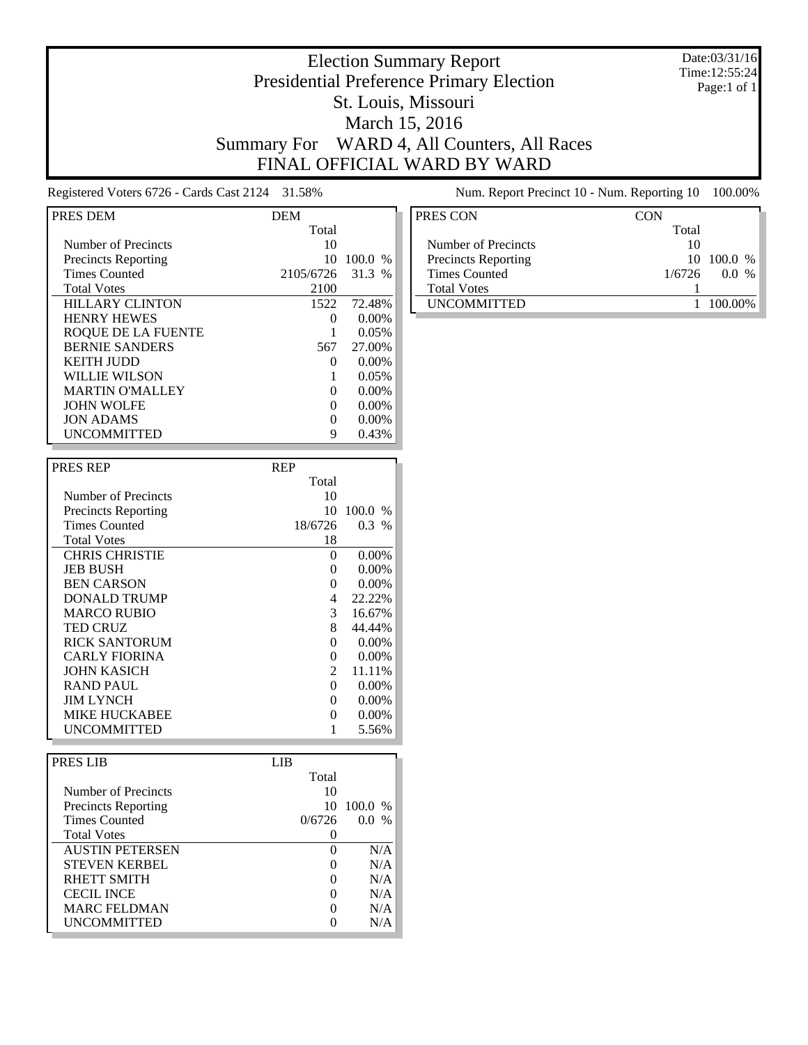# Election Summary Report
## Presidential Preference Primary Election
## St. Louis, Missouri
## March 15, 2016
## Summary For WARD 4, All Counters, All Races
## FINAL OFFICIAL WARD BY WARD

Date:03/31/16
Time:12:55:24
Page:1 of 1

Registered Voters 6726 - Cards Cast 2124 31.58%

Num. Report Precinct 10 - Num. Reporting 10 100.00%

| PRES DEM | DEM Total | |
|---|---|---|
| Number of Precincts | 10 | |
| Precincts Reporting | 10 | 100.0 % |
| Times Counted | 2105/6726 | 31.3 % |
| Total Votes | 2100 | |
| HILLARY CLINTON | 1522 | 72.48% |
| HENRY HEWES | 0 | 0.00% |
| ROQUE DE LA FUENTE | 1 | 0.05% |
| BERNIE SANDERS | 567 | 27.00% |
| KEITH JUDD | 0 | 0.00% |
| WILLIE WILSON | 1 | 0.05% |
| MARTIN O'MALLEY | 0 | 0.00% |
| JOHN WOLFE | 0 | 0.00% |
| JON ADAMS | 0 | 0.00% |
| UNCOMMITTED | 9 | 0.43% |

| PRES REP | REP Total | |
|---|---|---|
| Number of Precincts | 10 | |
| Precincts Reporting | 10 | 100.0 % |
| Times Counted | 18/6726 | 0.3 % |
| Total Votes | 18 | |
| CHRIS CHRISTIE | 0 | 0.00% |
| JEB BUSH | 0 | 0.00% |
| BEN CARSON | 0 | 0.00% |
| DONALD TRUMP | 4 | 22.22% |
| MARCO RUBIO | 3 | 16.67% |
| TED CRUZ | 8 | 44.44% |
| RICK SANTORUM | 0 | 0.00% |
| CARLY FIORINA | 0 | 0.00% |
| JOHN KASICH | 2 | 11.11% |
| RAND PAUL | 0 | 0.00% |
| JIM LYNCH | 0 | 0.00% |
| MIKE HUCKABEE | 0 | 0.00% |
| UNCOMMITTED | 1 | 5.56% |

| PRES LIB | LIB Total | |
|---|---|---|
| Number of Precincts | 10 | |
| Precincts Reporting | 10 | 100.0 % |
| Times Counted | 0/6726 | 0.0 % |
| Total Votes | 0 | |
| AUSTIN PETERSEN | 0 | N/A |
| STEVEN KERBEL | 0 | N/A |
| RHETT SMITH | 0 | N/A |
| CECIL INCE | 0 | N/A |
| MARC FELDMAN | 0 | N/A |
| UNCOMMITTED | 0 | N/A |

| PRES CON | CON Total | |
|---|---|---|
| Number of Precincts | 10 | |
| Precincts Reporting | 10 | 100.0 % |
| Times Counted | 1/6726 | 0.0 % |
| Total Votes | 1 | |
| UNCOMMITTED | 1 | 100.00% |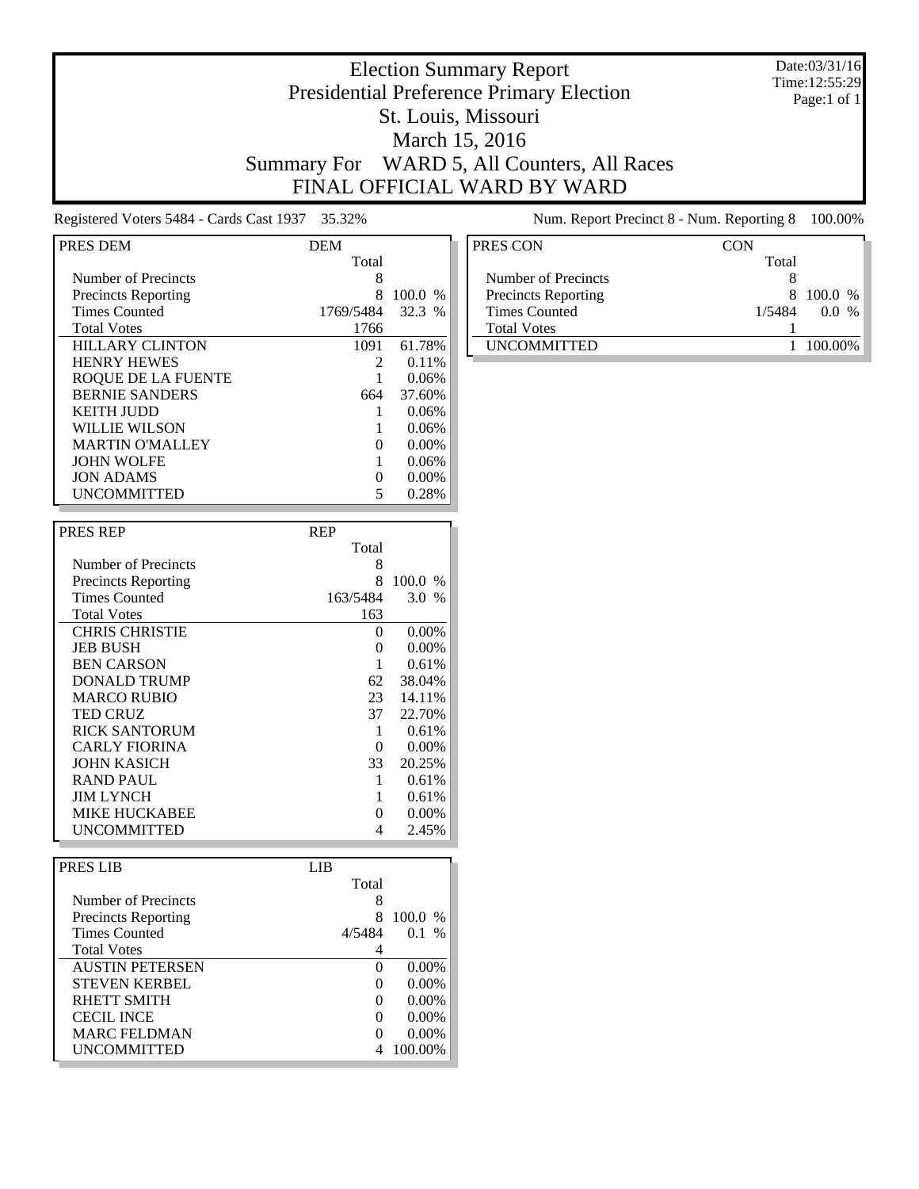# Election Summary Report

## Presidential Preference Primary Election

## St. Louis, Missouri

## March 15, 2016

## Summary For WARD 5, All Counters, All Races

## FINAL OFFICIAL WARD BY WARD

Date:03/31/16
Time:12:55:29
Page:1 of 1

Registered Voters 5484 - Cards Cast 1937 35.32%

Num. Report Precinct 8 - Num. Reporting 8 100.00%

| PRES DEM | DEM Total | |
|---|---|---|
| Number of Precincts | 8 | |
| Precincts Reporting | 8 | 100.0 % |
| Times Counted | 1769/5484 | 32.3 % |
| Total Votes | 1766 | |
| HILLARY CLINTON | 1091 | 61.78% |
| HENRY HEWES | 2 | 0.11% |
| ROQUE DE LA FUENTE | 1 | 0.06% |
| BERNIE SANDERS | 664 | 37.60% |
| KEITH JUDD | 1 | 0.06% |
| WILLIE WILSON | 1 | 0.06% |
| MARTIN O'MALLEY | 0 | 0.00% |
| JOHN WOLFE | 1 | 0.06% |
| JON ADAMS | 0 | 0.00% |
| UNCOMMITTED | 5 | 0.28% |

| PRES REP | REP Total | |
|---|---|---|
| Number of Precincts | 8 | |
| Precincts Reporting | 8 | 100.0 % |
| Times Counted | 163/5484 | 3.0 % |
| Total Votes | 163 | |
| CHRIS CHRISTIE | 0 | 0.00% |
| JEB BUSH | 0 | 0.00% |
| BEN CARSON | 1 | 0.61% |
| DONALD TRUMP | 62 | 38.04% |
| MARCO RUBIO | 23 | 14.11% |
| TED CRUZ | 37 | 22.70% |
| RICK SANTORUM | 1 | 0.61% |
| CARLY FIORINA | 0 | 0.00% |
| JOHN KASICH | 33 | 20.25% |
| RAND PAUL | 1 | 0.61% |
| JIM LYNCH | 1 | 0.61% |
| MIKE HUCKABEE | 0 | 0.00% |
| UNCOMMITTED | 4 | 2.45% |

| PRES LIB | LIB Total | |
|---|---|---|
| Number of Precincts | 8 | |
| Precincts Reporting | 8 | 100.0 % |
| Times Counted | 4/5484 | 0.1 % |
| Total Votes | 4 | |
| AUSTIN PETERSEN | 0 | 0.00% |
| STEVEN KERBEL | 0 | 0.00% |
| RHETT SMITH | 0 | 0.00% |
| CECIL INCE | 0 | 0.00% |
| MARC FELDMAN | 0 | 0.00% |
| UNCOMMITTED | 4 | 100.00% |

| PRES CON | CON Total | |
|---|---|---|
| Number of Precincts | 8 | |
| Precincts Reporting | 8 | 100.0 % |
| Times Counted | 1/5484 | 0.0 % |
| Total Votes | 1 | |
| UNCOMMITTED | 1 | 100.00% |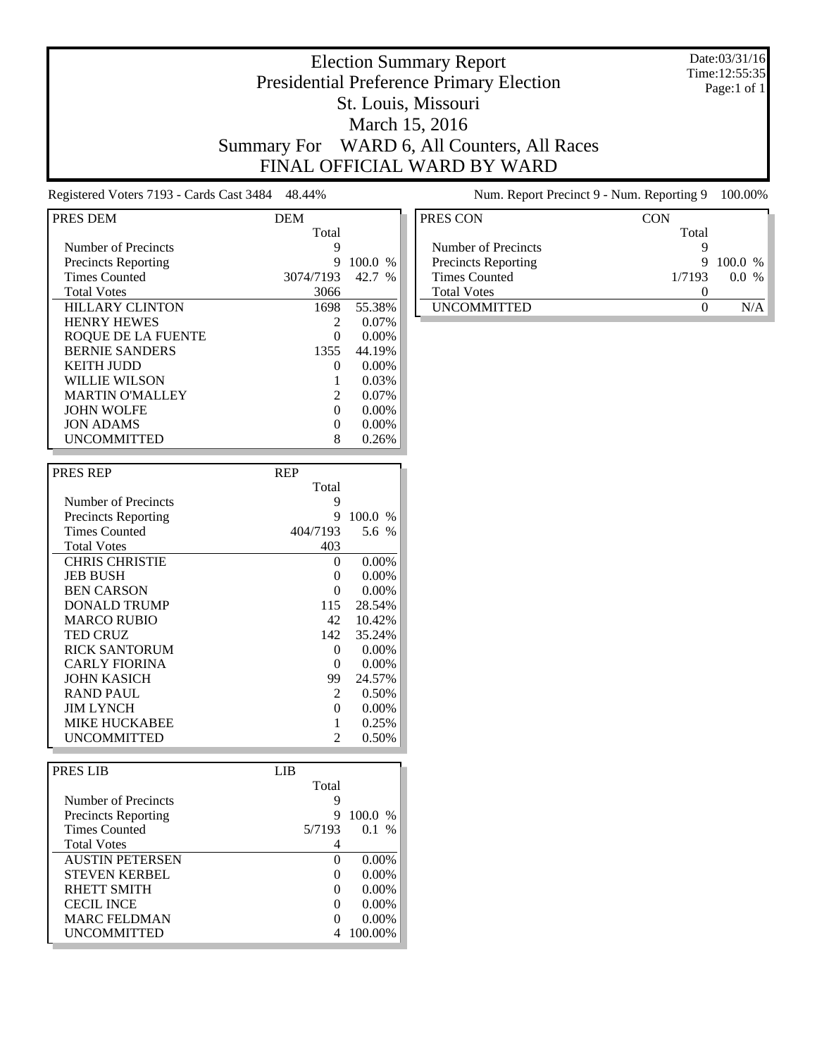# Election Summary Report
## Presidential Preference Primary Election
## St. Louis, Missouri
## March 15, 2016
## Summary For WARD 6, All Counters, All Races
## FINAL OFFICIAL WARD BY WARD

Date:03/31/16
Time:12:55:35
Page:1 of 1

Registered Voters 7193 - Cards Cast 3484 48.44%

Num. Report Precinct 9 - Num. Reporting 9 100.00%

| PRES DEM | DEM Total | |
|---|---|---|
| Number of Precincts | 9 | |
| Precincts Reporting | 9 | 100.0 % |
| Times Counted | 3074/7193 | 42.7 % |
| Total Votes | 3066 | |
| HILLARY CLINTON | 1698 | 55.38% |
| HENRY HEWES | 2 | 0.07% |
| ROQUE DE LA FUENTE | 0 | 0.00% |
| BERNIE SANDERS | 1355 | 44.19% |
| KEITH JUDD | 0 | 0.00% |
| WILLIE WILSON | 1 | 0.03% |
| MARTIN O'MALLEY | 2 | 0.07% |
| JOHN WOLFE | 0 | 0.00% |
| JON ADAMS | 0 | 0.00% |
| UNCOMMITTED | 8 | 0.26% |

| PRES REP | REP Total | |
|---|---|---|
| Number of Precincts | 9 | |
| Precincts Reporting | 9 | 100.0 % |
| Times Counted | 404/7193 | 5.6 % |
| Total Votes | 403 | |
| CHRIS CHRISTIE | 0 | 0.00% |
| JEB BUSH | 0 | 0.00% |
| BEN CARSON | 0 | 0.00% |
| DONALD TRUMP | 115 | 28.54% |
| MARCO RUBIO | 42 | 10.42% |
| TED CRUZ | 142 | 35.24% |
| RICK SANTORUM | 0 | 0.00% |
| CARLY FIORINA | 0 | 0.00% |
| JOHN KASICH | 99 | 24.57% |
| RAND PAUL | 2 | 0.50% |
| JIM LYNCH | 0 | 0.00% |
| MIKE HUCKABEE | 1 | 0.25% |
| UNCOMMITTED | 2 | 0.50% |

| PRES LIB | LIB Total | |
|---|---|---|
| Number of Precincts | 9 | |
| Precincts Reporting | 9 | 100.0 % |
| Times Counted | 5/7193 | 0.1 % |
| Total Votes | 4 | |
| AUSTIN PETERSEN | 0 | 0.00% |
| STEVEN KERBEL | 0 | 0.00% |
| RHETT SMITH | 0 | 0.00% |
| CECIL INCE | 0 | 0.00% |
| MARC FELDMAN | 0 | 0.00% |
| UNCOMMITTED | 4 | 100.00% |

| PRES CON | CON Total | |
|---|---|---|
| Number of Precincts | 9 | |
| Precincts Reporting | 9 | 100.0 % |
| Times Counted | 1/7193 | 0.0 % |
| Total Votes | 0 | |
| UNCOMMITTED | 0 | N/A |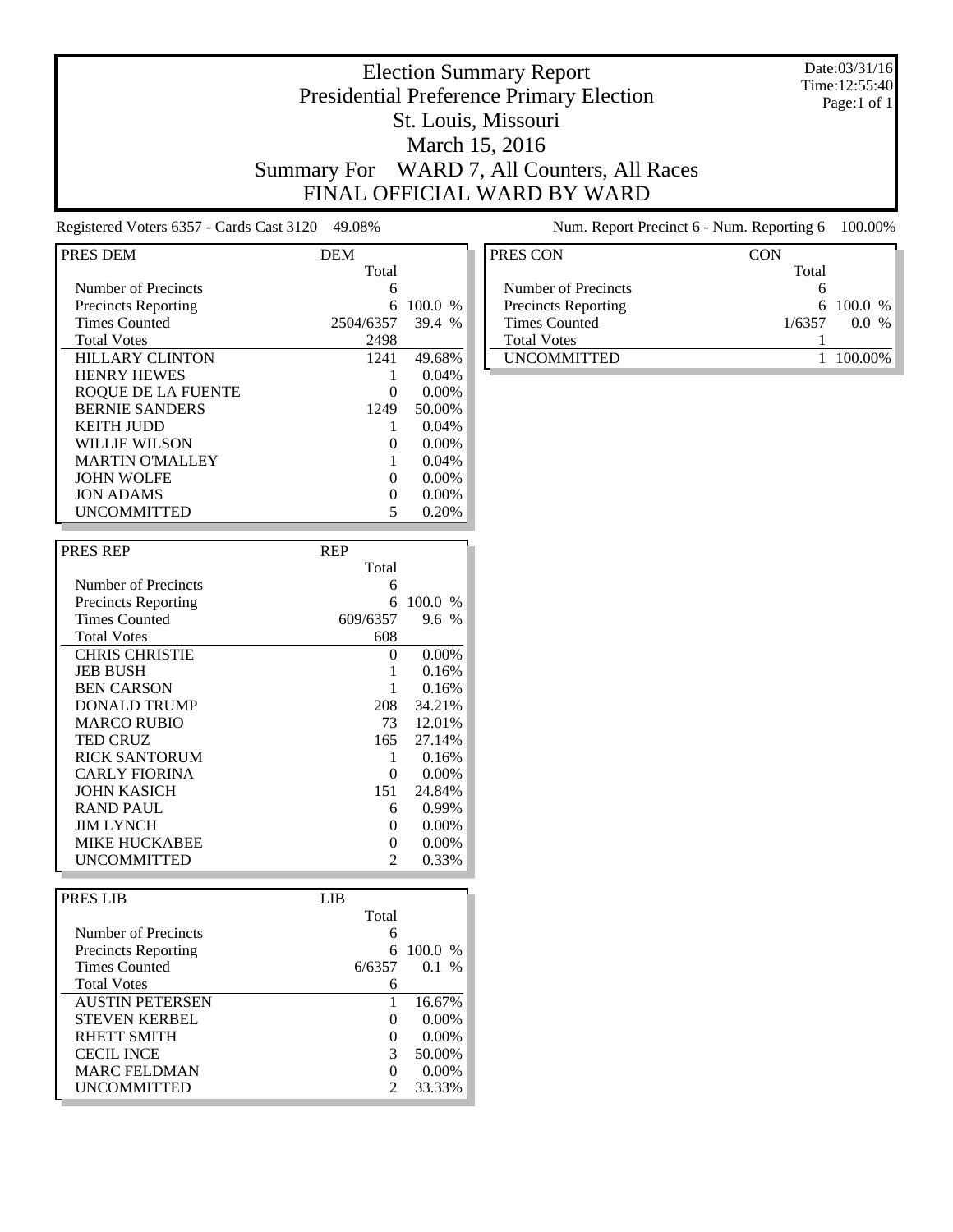# Election Summary Report

## Presidential Preference Primary Election

## St. Louis, Missouri

## March 15, 2016

## Summary For WARD 7, All Counters, All Races

## FINAL OFFICIAL WARD BY WARD

Date:03/31/16
Time:12:55:40
Page:1 of 1

Registered Voters 6357 - Cards Cast 3120 49.08%

Num. Report Precinct 6 - Num. Reporting 6 100.00%

| PRES DEM | DEM | |
|---|---|---|
| | Total | |
| Number of Precincts | 6 | |
| Precincts Reporting | 6 | 100.0 % |
| Times Counted | 2504/6357 | 39.4 % |
| Total Votes | 2498 | |
| HILLARY CLINTON | 1241 | 49.68% |
| HENRY HEWES | 1 | 0.04% |
| ROQUE DE LA FUENTE | 0 | 0.00% |
| BERNIE SANDERS | 1249 | 50.00% |
| KEITH JUDD | 1 | 0.04% |
| WILLIE WILSON | 0 | 0.00% |
| MARTIN O'MALLEY | 1 | 0.04% |
| JOHN WOLFE | 0 | 0.00% |
| JON ADAMS | 0 | 0.00% |
| UNCOMMITTED | 5 | 0.20% |

| PRES REP | REP | |
|---|---|---|
| | Total | |
| Number of Precincts | 6 | |
| Precincts Reporting | 6 | 100.0 % |
| Times Counted | 609/6357 | 9.6 % |
| Total Votes | 608 | |
| CHRIS CHRISTIE | 0 | 0.00% |
| JEB BUSH | 1 | 0.16% |
| BEN CARSON | 1 | 0.16% |
| DONALD TRUMP | 208 | 34.21% |
| MARCO RUBIO | 73 | 12.01% |
| TED CRUZ | 165 | 27.14% |
| RICK SANTORUM | 1 | 0.16% |
| CARLY FIORINA | 0 | 0.00% |
| JOHN KASICH | 151 | 24.84% |
| RAND PAUL | 6 | 0.99% |
| JIM LYNCH | 0 | 0.00% |
| MIKE HUCKABEE | 0 | 0.00% |
| UNCOMMITTED | 2 | 0.33% |

| PRES LIB | LIB | |
|---|---|---|
| | Total | |
| Number of Precincts | 6 | |
| Precincts Reporting | 6 | 100.0 % |
| Times Counted | 6/6357 | 0.1 % |
| Total Votes | 6 | |
| AUSTIN PETERSEN | 1 | 16.67% |
| STEVEN KERBEL | 0 | 0.00% |
| RHETT SMITH | 0 | 0.00% |
| CECIL INCE | 3 | 50.00% |
| MARC FELDMAN | 0 | 0.00% |
| UNCOMMITTED | 2 | 33.33% |

| PRES CON | CON | |
|---|---|---|
| | Total | |
| Number of Precincts | 6 | |
| Precincts Reporting | 6 | 100.0 % |
| Times Counted | 1/6357 | 0.0 % |
| Total Votes | 1 | |
| UNCOMMITTED | 1 | 100.00% |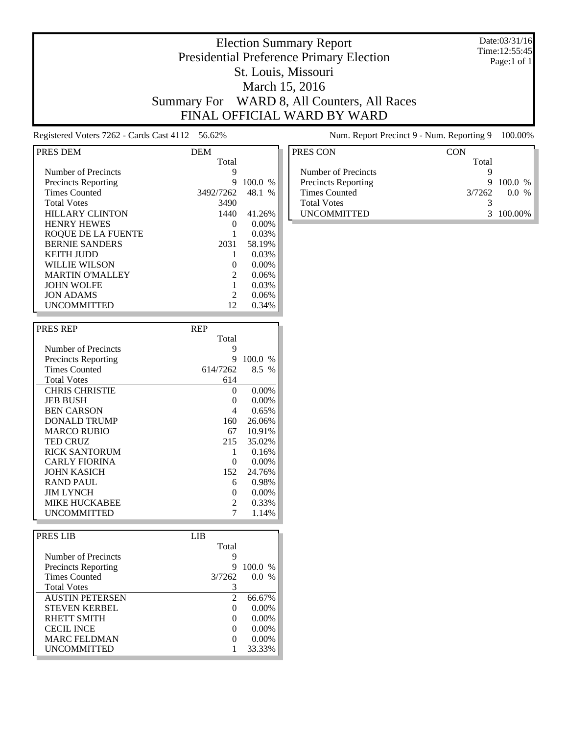# Election Summary Report

## Presidential Preference Primary Election

## St. Louis, Missouri

## March 15, 2016

## Summary For WARD 8, All Counters, All Races

## FINAL OFFICIAL WARD BY WARD

Date:03/31/16
Time:12:55:45
Page:1 of 1

Registered Voters 7262 - Cards Cast 4112 56.62%

Num. Report Precinct 9 - Num. Reporting 9 100.00%

| PRES DEM | DEM Total | |
|---|---|---|
| Number of Precincts | 9 | |
| Precincts Reporting | 9 | 100.0 % |
| Times Counted | 3492/7262 | 48.1 % |
| Total Votes | 3490 | |
| HILLARY CLINTON | 1440 | 41.26% |
| HENRY HEWES | 0 | 0.00% |
| ROQUE DE LA FUENTE | 1 | 0.03% |
| BERNIE SANDERS | 2031 | 58.19% |
| KEITH JUDD | 1 | 0.03% |
| WILLIE WILSON | 0 | 0.00% |
| MARTIN O'MALLEY | 2 | 0.06% |
| JOHN WOLFE | 1 | 0.03% |
| JON ADAMS | 2 | 0.06% |
| UNCOMMITTED | 12 | 0.34% |

| PRES REP | REP Total | |
|---|---|---|
| Number of Precincts | 9 | |
| Precincts Reporting | 9 | 100.0 % |
| Times Counted | 614/7262 | 8.5 % |
| Total Votes | 614 | |
| CHRIS CHRISTIE | 0 | 0.00% |
| JEB BUSH | 0 | 0.00% |
| BEN CARSON | 4 | 0.65% |
| DONALD TRUMP | 160 | 26.06% |
| MARCO RUBIO | 67 | 10.91% |
| TED CRUZ | 215 | 35.02% |
| RICK SANTORUM | 1 | 0.16% |
| CARLY FIORINA | 0 | 0.00% |
| JOHN KASICH | 152 | 24.76% |
| RAND PAUL | 6 | 0.98% |
| JIM LYNCH | 0 | 0.00% |
| MIKE HUCKABEE | 2 | 0.33% |
| UNCOMMITTED | 7 | 1.14% |

| PRES LIB | LIB Total | |
|---|---|---|
| Number of Precincts | 9 | |
| Precincts Reporting | 9 | 100.0 % |
| Times Counted | 3/7262 | 0.0 % |
| Total Votes | 3 | |
| AUSTIN PETERSEN | 2 | 66.67% |
| STEVEN KERBEL | 0 | 0.00% |
| RHETT SMITH | 0 | 0.00% |
| CECIL INCE | 0 | 0.00% |
| MARC FELDMAN | 0 | 0.00% |
| UNCOMMITTED | 1 | 33.33% |

| PRES CON | CON Total | |
|---|---|---|
| Number of Precincts | 9 | |
| Precincts Reporting | 9 | 100.0 % |
| Times Counted | 3/7262 | 0.0 % |
| Total Votes | 3 | |
| UNCOMMITTED | 3 | 100.00% |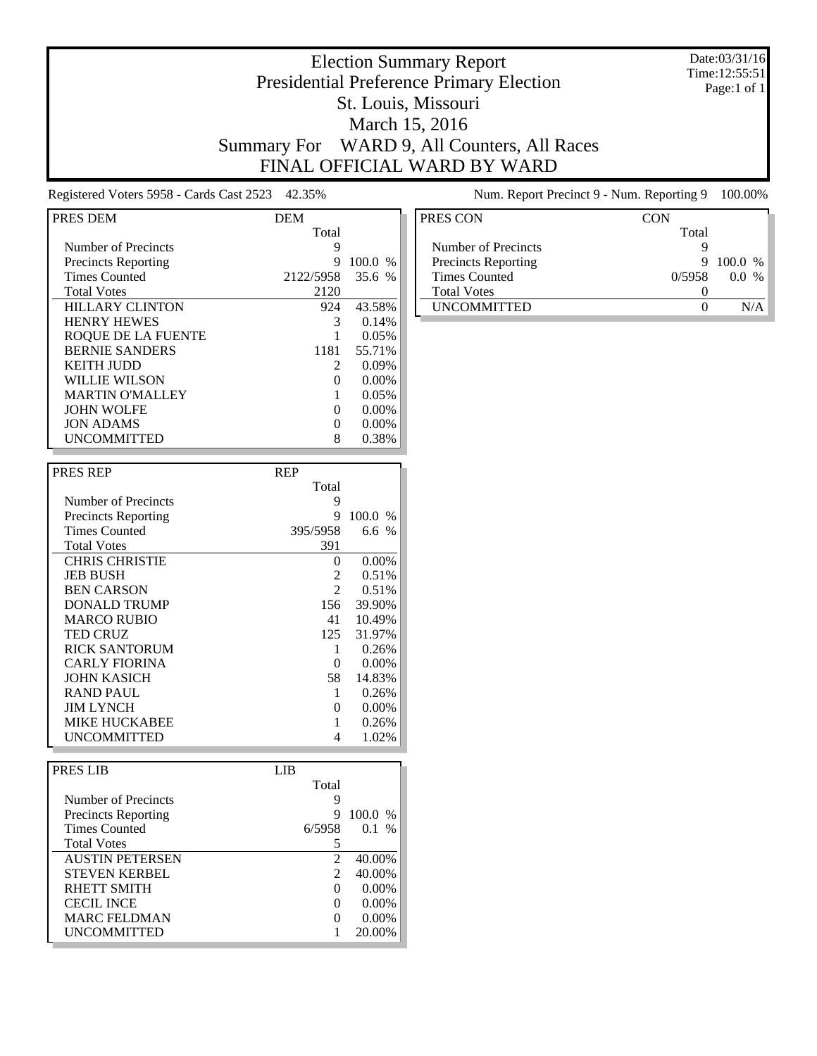# Election Summary Report

## Presidential Preference Primary Election

## St. Louis, Missouri

## March 15, 2016

## Summary For WARD 9, All Counters, All Races

## FINAL OFFICIAL WARD BY WARD

Date:03/31/16
Time:12:55:51

Registered Voters 5958 - Cards Cast 2523 42.35%

Num. Report Precinct 9 - Num. Reporting 9 100.00%

| PRES DEM | DEM Total | |
|---|---|---|
| Number of Precincts | 9 | |
| Precincts Reporting | 9 | 100.0 % |
| Times Counted | 2122/5958 | 35.6 % |
| Total Votes | 2120 | |
| HILLARY CLINTON | 924 | 43.58% |
| HENRY HEWES | 3 | 0.14% |
| ROQUE DE LA FUENTE | 1 | 0.05% |
| BERNIE SANDERS | 1181 | 55.71% |
| KEITH JUDD | 2 | 0.09% |
| WILLIE WILSON | 0 | 0.00% |
| MARTIN O'MALLEY | 1 | 0.05% |
| JOHN WOLFE | 0 | 0.00% |
| JON ADAMS | 0 | 0.00% |
| UNCOMMITTED | 8 | 0.38% |

| PRES REP | REP Total | |
|---|---|---|
| Number of Precincts | 9 | |
| Precincts Reporting | 9 | 100.0 % |
| Times Counted | 395/5958 | 6.6 % |
| Total Votes | 391 | |
| CHRIS CHRISTIE | 0 | 0.00% |
| JEB BUSH | 2 | 0.51% |
| BEN CARSON | 2 | 0.51% |
| DONALD TRUMP | 156 | 39.90% |
| MARCO RUBIO | 41 | 10.49% |
| TED CRUZ | 125 | 31.97% |
| RICK SANTORUM | 1 | 0.26% |
| CARLY FIORINA | 0 | 0.00% |
| JOHN KASICH | 58 | 14.83% |
| RAND PAUL | 1 | 0.26% |
| JIM LYNCH | 0 | 0.00% |
| MIKE HUCKABEE | 1 | 0.26% |
| UNCOMMITTED | 4 | 1.02% |

| PRES LIB | LIB Total | |
|---|---|---|
| Number of Precincts | 9 | |
| Precincts Reporting | 9 | 100.0 % |
| Times Counted | 6/5958 | 0.1 % |
| Total Votes | 5 | |
| AUSTIN PETERSEN | 2 | 40.00% |
| STEVEN KERBEL | 2 | 40.00% |
| RHETT SMITH | 0 | 0.00% |
| CECIL INCE | 0 | 0.00% |
| MARC FELDMAN | 0 | 0.00% |
| UNCOMMITTED | 1 | 20.00% |

| PRES CON | CON Total | |
|---|---|---|
| Number of Precincts | 9 | |
| Precincts Reporting | 9 | 100.0 % |
| Times Counted | 0/5958 | 0.0 % |
| Total Votes | 0 | |
| UNCOMMITTED | 0 | N/A |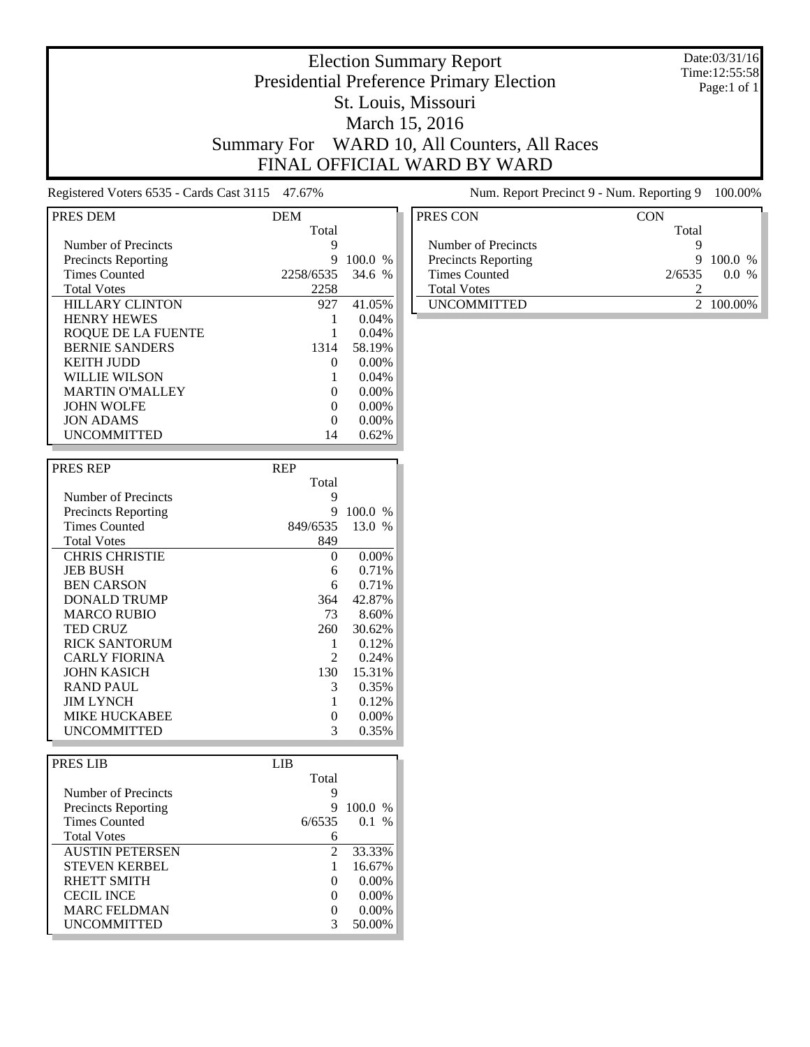# Election Summary Report
## Presidential Preference Primary Election
## St. Louis, Missouri
## March 15, 2016
## Summary For WARD 10, All Counters, All Races
## FINAL OFFICIAL WARD BY WARD

Date:03/31/16
Time:12:55:58
Page:1 of 1

Registered Voters 6535 - Cards Cast 3115 47.67%

Num. Report Precinct 9 - Num. Reporting 9 100.00%

| PRES DEM | DEM Total | |
|---|---|---|
| Number of Precincts | 9 | |
| Precincts Reporting | 9 | 100.0 % |
| Times Counted | 2258/6535 | 34.6 % |
| Total Votes | 2258 | |
| HILLARY CLINTON | 927 | 41.05% |
| HENRY HEWES | 1 | 0.04% |
| ROQUE DE LA FUENTE | 1 | 0.04% |
| BERNIE SANDERS | 1314 | 58.19% |
| KEITH JUDD | 0 | 0.00% |
| WILLIE WILSON | 1 | 0.04% |
| MARTIN O'MALLEY | 0 | 0.00% |
| JOHN WOLFE | 0 | 0.00% |
| JON ADAMS | 0 | 0.00% |
| UNCOMMITTED | 14 | 0.62% |

| PRES REP | REP Total | |
|---|---|---|
| Number of Precincts | 9 | |
| Precincts Reporting | 9 | 100.0 % |
| Times Counted | 849/6535 | 13.0 % |
| Total Votes | 849 | |
| CHRIS CHRISTIE | 0 | 0.00% |
| JEB BUSH | 6 | 0.71% |
| BEN CARSON | 6 | 0.71% |
| DONALD TRUMP | 364 | 42.87% |
| MARCO RUBIO | 73 | 8.60% |
| TED CRUZ | 260 | 30.62% |
| RICK SANTORUM | 1 | 0.12% |
| CARLY FIORINA | 2 | 0.24% |
| JOHN KASICH | 130 | 15.31% |
| RAND PAUL | 3 | 0.35% |
| JIM LYNCH | 1 | 0.12% |
| MIKE HUCKABEE | 0 | 0.00% |
| UNCOMMITTED | 3 | 0.35% |

| PRES LIB | LIB Total | |
|---|---|---|
| Number of Precincts | 9 | |
| Precincts Reporting | 9 | 100.0 % |
| Times Counted | 6/6535 | 0.1 % |
| Total Votes | 6 | |
| AUSTIN PETERSEN | 2 | 33.33% |
| STEVEN KERBEL | 1 | 16.67% |
| RHETT SMITH | 0 | 0.00% |
| CECIL INCE | 0 | 0.00% |
| MARC FELDMAN | 0 | 0.00% |
| UNCOMMITTED | 3 | 50.00% |

| PRES CON | CON Total | |
|---|---|---|
| Number of Precincts | 9 | |
| Precincts Reporting | 9 | 100.0 % |
| Times Counted | 2/6535 | 0.0 % |
| Total Votes | 2 | |
| UNCOMMITTED | 2 | 100.00% |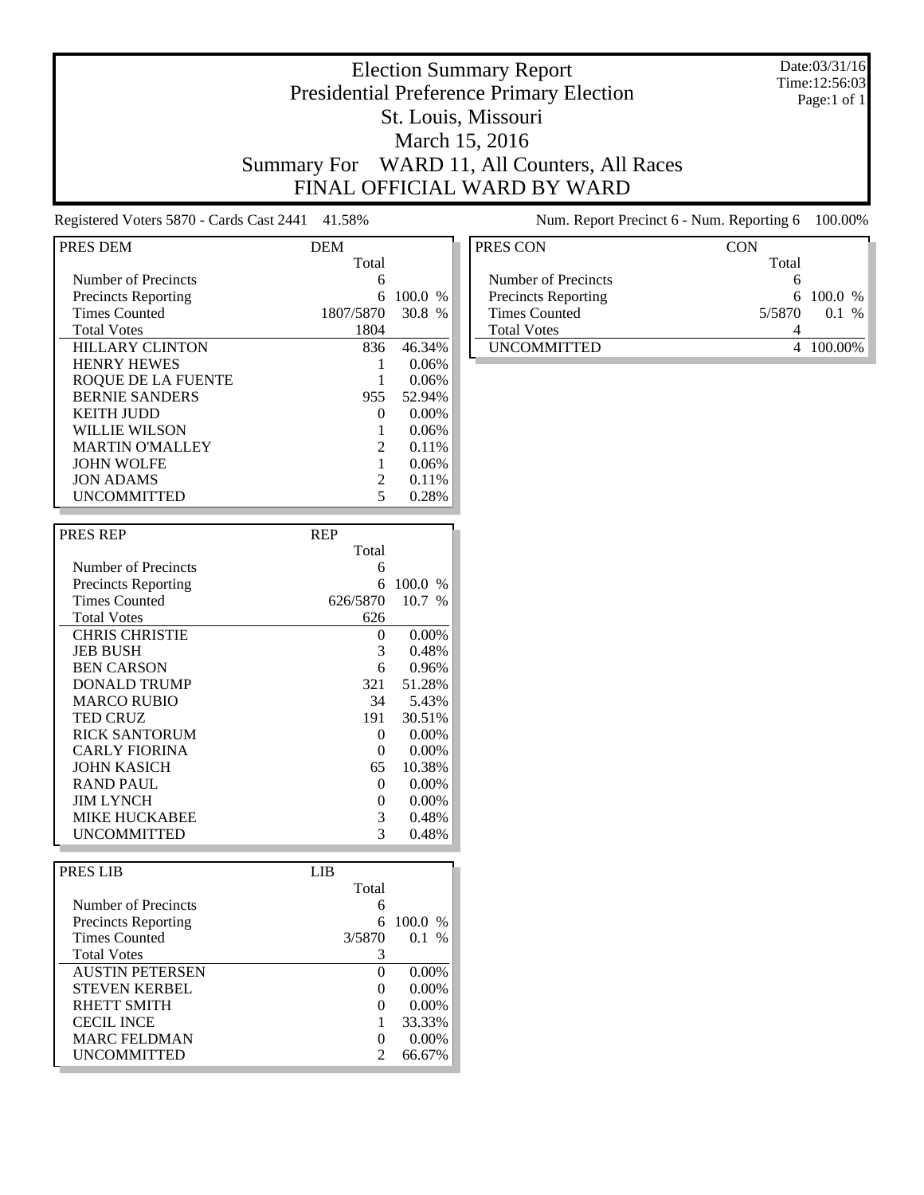# Election Summary Report

## Presidential Preference Primary Election

## St. Louis, Missouri

## March 15, 2016

## Summary For WARD 11, All Counters, All Races

## FINAL OFFICIAL WARD BY WARD

Date:03/31/16
Time:12:56:03
Page:1 of 1

Registered Voters 5870 - Cards Cast 2441 41.58%

Num. Report Precinct 6 - Num. Reporting 6 100.00%

| PRES DEM | DEM | |
|---|---|---|
| | Total | |
| Number of Precincts | 6 | |
| Precincts Reporting | 6 | 100.0 % |
| Times Counted | 1807/5870 | 30.8 % |
| Total Votes | 1804 | |
| HILLARY CLINTON | 836 | 46.34% |
| HENRY HEWES | 1 | 0.06% |
| ROQUE DE LA FUENTE | 1 | 0.06% |
| BERNIE SANDERS | 955 | 52.94% |
| KEITH JUDD | 0 | 0.00% |
| WILLIE WILSON | 1 | 0.06% |
| MARTIN O'MALLEY | 2 | 0.11% |
| JOHN WOLFE | 1 | 0.06% |
| JON ADAMS | 2 | 0.11% |
| UNCOMMITTED | 5 | 0.28% |

| PRES REP | REP | |
|---|---|---|
| | Total | |
| Number of Precincts | 6 | |
| Precincts Reporting | 6 | 100.0 % |
| Times Counted | 626/5870 | 10.7 % |
| Total Votes | 626 | |
| CHRIS CHRISTIE | 0 | 0.00% |
| JEB BUSH | 3 | 0.48% |
| BEN CARSON | 6 | 0.96% |
| DONALD TRUMP | 321 | 51.28% |
| MARCO RUBIO | 34 | 5.43% |
| TED CRUZ | 191 | 30.51% |
| RICK SANTORUM | 0 | 0.00% |
| CARLY FIORINA | 0 | 0.00% |
| JOHN KASICH | 65 | 10.38% |
| RAND PAUL | 0 | 0.00% |
| JIM LYNCH | 0 | 0.00% |
| MIKE HUCKABEE | 3 | 0.48% |
| UNCOMMITTED | 3 | 0.48% |

| PRES LIB | LIB | |
|---|---|---|
| | Total | |
| Number of Precincts | 6 | |
| Precincts Reporting | 6 | 100.0 % |
| Times Counted | 3/5870 | 0.1 % |
| Total Votes | 3 | |
| AUSTIN PETERSEN | 0 | 0.00% |
| STEVEN KERBEL | 0 | 0.00% |
| RHETT SMITH | 0 | 0.00% |
| CECIL INCE | 1 | 33.33% |
| MARC FELDMAN | 0 | 0.00% |
| UNCOMMITTED | 2 | 66.67% |

| PRES CON | CON | |
|---|---|---|
| | Total | |
| Number of Precincts | 6 | |
| Precincts Reporting | 6 | 100.0 % |
| Times Counted | 5/5870 | 0.1 % |
| Total Votes | 4 | |
| UNCOMMITTED | 4 | 100.00% |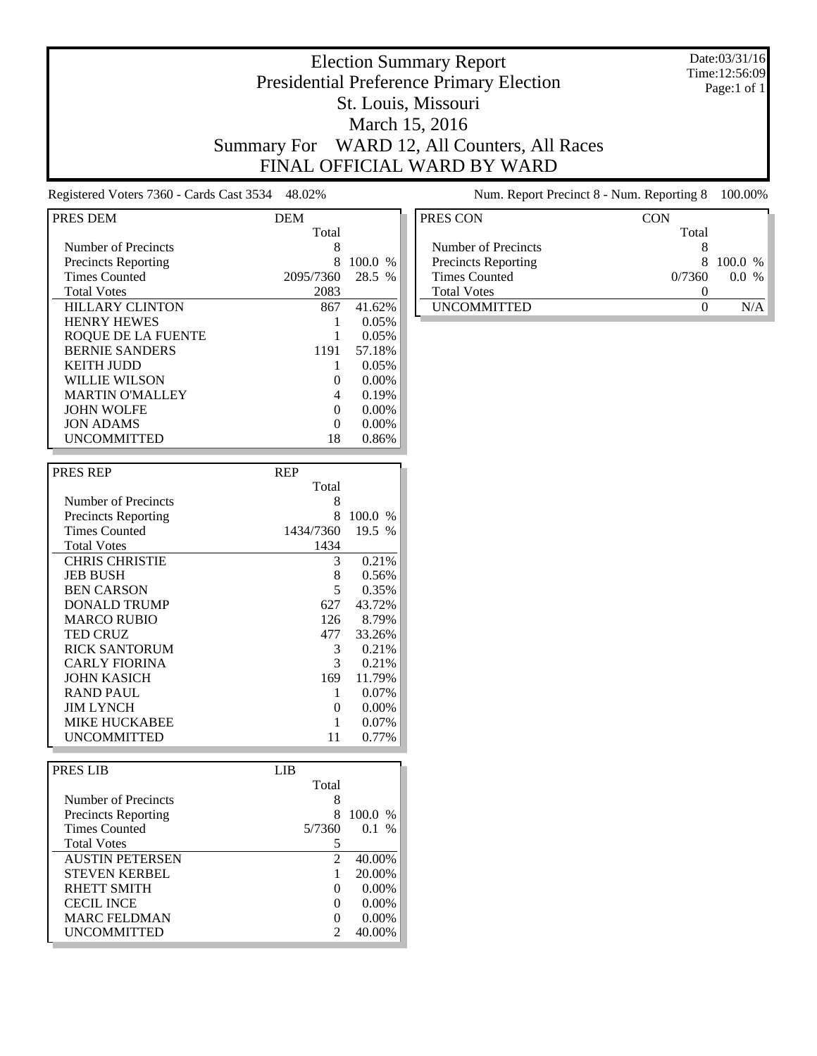# Election Summary Report

## Presidential Preference Primary Election

## St. Louis, Missouri

## March 15, 2016

## Summary For WARD 12, All Counters, All Races

## FINAL OFFICIAL WARD BY WARD

Date:03/31/16
Time:12:56:09
Page:1 of 1

Registered Voters 7360 - Cards Cast 3534 48.02%

Num. Report Precinct 8 - Num. Reporting 8 100.00%

| PRES DEM | DEM | |
|---|---|---|
| | Total | |
| Number of Precincts | 8 | |
| Precincts Reporting | 8 | 100.0 % |
| Times Counted | 2095/7360 | 28.5 % |
| Total Votes | 2083 | |
| HILLARY CLINTON | 867 | 41.62% |
| HENRY HEWES | 1 | 0.05% |
| ROQUE DE LA FUENTE | 1 | 0.05% |
| BERNIE SANDERS | 1191 | 57.18% |
| KEITH JUDD | 1 | 0.05% |
| WILLIE WILSON | 0 | 0.00% |
| MARTIN O'MALLEY | 4 | 0.19% |
| JOHN WOLFE | 0 | 0.00% |
| JON ADAMS | 0 | 0.00% |
| UNCOMMITTED | 18 | 0.86% |

| PRES REP | REP | |
|---|---|---|
| | Total | |
| Number of Precincts | 8 | |
| Precincts Reporting | 8 | 100.0 % |
| Times Counted | 1434/7360 | 19.5 % |
| Total Votes | 1434 | |
| CHRIS CHRISTIE | 3 | 0.21% |
| JEB BUSH | 8 | 0.56% |
| BEN CARSON | 5 | 0.35% |
| DONALD TRUMP | 627 | 43.72% |
| MARCO RUBIO | 126 | 8.79% |
| TED CRUZ | 477 | 33.26% |
| RICK SANTORUM | 3 | 0.21% |
| CARLY FIORINA | 3 | 0.21% |
| JOHN KASICH | 169 | 11.79% |
| RAND PAUL | 1 | 0.07% |
| JIM LYNCH | 0 | 0.00% |
| MIKE HUCKABEE | 1 | 0.07% |
| UNCOMMITTED | 11 | 0.77% |

| PRES LIB | LIB | |
|---|---|---|
| | Total | |
| Number of Precincts | 8 | |
| Precincts Reporting | 8 | 100.0 % |
| Times Counted | 5/7360 | 0.1 % |
| Total Votes | 5 | |
| AUSTIN PETERSEN | 2 | 40.00% |
| STEVEN KERBEL | 1 | 20.00% |
| RHETT SMITH | 0 | 0.00% |
| CECIL INCE | 0 | 0.00% |
| MARC FELDMAN | 0 | 0.00% |
| UNCOMMITTED | 2 | 40.00% |

| PRES CON | CON | |
|---|---|---|
| | Total | |
| Number of Precincts | 8 | |
| Precincts Reporting | 8 | 100.0 % |
| Times Counted | 0/7360 | 0.0 % |
| Total Votes | 0 | |
| UNCOMMITTED | 0 | N/A |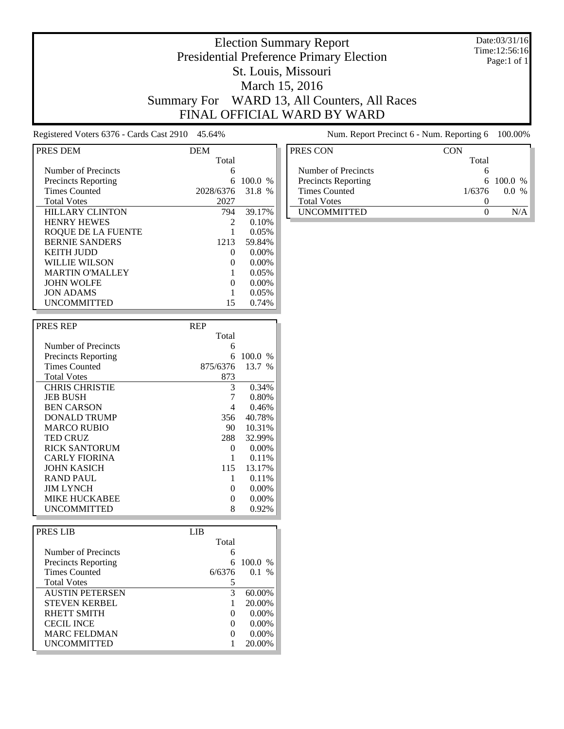# Election Summary Report

## Presidential Preference Primary Election

## St. Louis, Missouri

## March 15, 2016

## Summary For WARD 13, All Counters, All Races

## FINAL OFFICIAL WARD BY WARD

Date:03/31/16
Time:12:56:16
Page:1 of 1

Registered Voters 6376 - Cards Cast 2910 45.64%

Num. Report Precinct 6 - Num. Reporting 6 100.00%

| PRES DEM | DEM Total | |
|---|---|---|
| Number of Precincts | 6 | |
| Precincts Reporting | 6 | 100.0 % |
| Times Counted | 2028/6376 | 31.8 % |
| Total Votes | 2027 | |
| HILLARY CLINTON | 794 | 39.17% |
| HENRY HEWES | 2 | 0.10% |
| ROQUE DE LA FUENTE | 1 | 0.05% |
| BERNIE SANDERS | 1213 | 59.84% |
| KEITH JUDD | 0 | 0.00% |
| WILLIE WILSON | 0 | 0.00% |
| MARTIN O'MALLEY | 1 | 0.05% |
| JOHN WOLFE | 0 | 0.00% |
| JON ADAMS | 1 | 0.05% |
| UNCOMMITTED | 15 | 0.74% |

| PRES REP | REP Total | |
|---|---|---|
| Number of Precincts | 6 | |
| Precincts Reporting | 6 | 100.0 % |
| Times Counted | 875/6376 | 13.7 % |
| Total Votes | 873 | |
| CHRIS CHRISTIE | 3 | 0.34% |
| JEB BUSH | 7 | 0.80% |
| BEN CARSON | 4 | 0.46% |
| DONALD TRUMP | 356 | 40.78% |
| MARCO RUBIO | 90 | 10.31% |
| TED CRUZ | 288 | 32.99% |
| RICK SANTORUM | 0 | 0.00% |
| CARLY FIORINA | 1 | 0.11% |
| JOHN KASICH | 115 | 13.17% |
| RAND PAUL | 1 | 0.11% |
| JIM LYNCH | 0 | 0.00% |
| MIKE HUCKABEE | 0 | 0.00% |
| UNCOMMITTED | 8 | 0.92% |

| PRES LIB | LIB Total | |
|---|---|---|
| Number of Precincts | 6 | |
| Precincts Reporting | 6 | 100.0 % |
| Times Counted | 6/6376 | 0.1 % |
| Total Votes | 5 | |
| AUSTIN PETERSEN | 3 | 60.00% |
| STEVEN KERBEL | 1 | 20.00% |
| RHETT SMITH | 0 | 0.00% |
| CECIL INCE | 0 | 0.00% |
| MARC FELDMAN | 0 | 0.00% |
| UNCOMMITTED | 1 | 20.00% |

| PRES CON | CON Total | |
|---|---|---|
| Number of Precincts | 6 | |
| Precincts Reporting | 6 | 100.0 % |
| Times Counted | 1/6376 | 0.0 % |
| Total Votes | 0 | |
| UNCOMMITTED | 0 | N/A |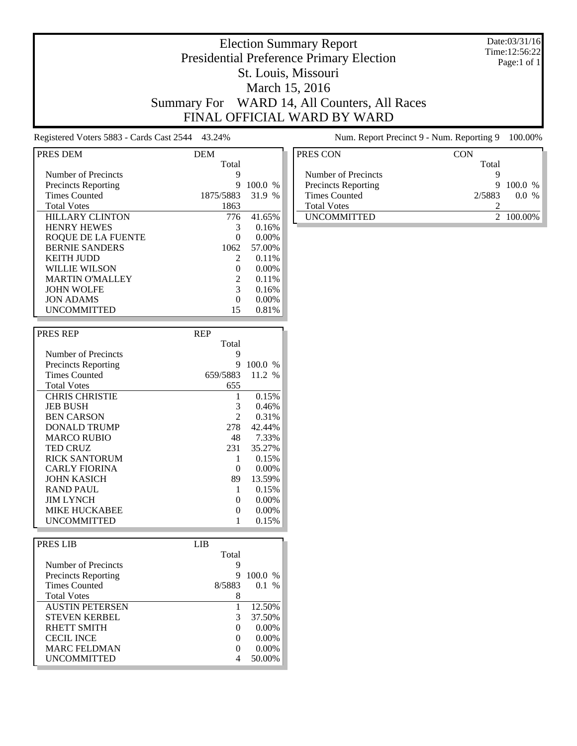# Election Summary Report

## Presidential Preference Primary Election

## St. Louis, Missouri

## March 15, 2016

## Summary For WARD 14, All Counters, All Races

## FINAL OFFICIAL WARD BY WARD

Date:03/31/16
Time:12:56:22
Page:1 of 1

Registered Voters 5883 - Cards Cast 2544 43.24%

Num. Report Precinct 9 - Num. Reporting 9 100.00%

| PRES DEM | DEM Total | |
|---|---|---|
| Number of Precincts | 9 | |
| Precincts Reporting | 9 | 100.0 % |
| Times Counted | 1875/5883 | 31.9 % |
| Total Votes | 1863 | |
| HILLARY CLINTON | 776 | 41.65% |
| HENRY HEWES | 3 | 0.16% |
| ROQUE DE LA FUENTE | 0 | 0.00% |
| BERNIE SANDERS | 1062 | 57.00% |
| KEITH JUDD | 2 | 0.11% |
| WILLIE WILSON | 0 | 0.00% |
| MARTIN O'MALLEY | 2 | 0.11% |
| JOHN WOLFE | 3 | 0.16% |
| JON ADAMS | 0 | 0.00% |
| UNCOMMITTED | 15 | 0.81% |

| PRES REP | REP Total | |
|---|---|---|
| Number of Precincts | 9 | |
| Precincts Reporting | 9 | 100.0 % |
| Times Counted | 659/5883 | 11.2 % |
| Total Votes | 655 | |
| CHRIS CHRISTIE | 1 | 0.15% |
| JEB BUSH | 3 | 0.46% |
| BEN CARSON | 2 | 0.31% |
| DONALD TRUMP | 278 | 42.44% |
| MARCO RUBIO | 48 | 7.33% |
| TED CRUZ | 231 | 35.27% |
| RICK SANTORUM | 1 | 0.15% |
| CARLY FIORINA | 0 | 0.00% |
| JOHN KASICH | 89 | 13.59% |
| RAND PAUL | 1 | 0.15% |
| JIM LYNCH | 0 | 0.00% |
| MIKE HUCKABEE | 0 | 0.00% |
| UNCOMMITTED | 1 | 0.15% |

| PRES LIB | LIB Total | |
|---|---|---|
| Number of Precincts | 9 | |
| Precincts Reporting | 9 | 100.0 % |
| Times Counted | 8/5883 | 0.1 % |
| Total Votes | 8 | |
| AUSTIN PETERSEN | 1 | 12.50% |
| STEVEN KERBEL | 3 | 37.50% |
| RHETT SMITH | 0 | 0.00% |
| CECIL INCE | 0 | 0.00% |
| MARC FELDMAN | 0 | 0.00% |
| UNCOMMITTED | 4 | 50.00% |

| PRES CON | CON Total | |
|---|---|---|
| Number of Precincts | 9 | |
| Precincts Reporting | 9 | 100.0 % |
| Times Counted | 2/5883 | 0.0 % |
| Total Votes | 2 | |
| UNCOMMITTED | 2 | 100.00% |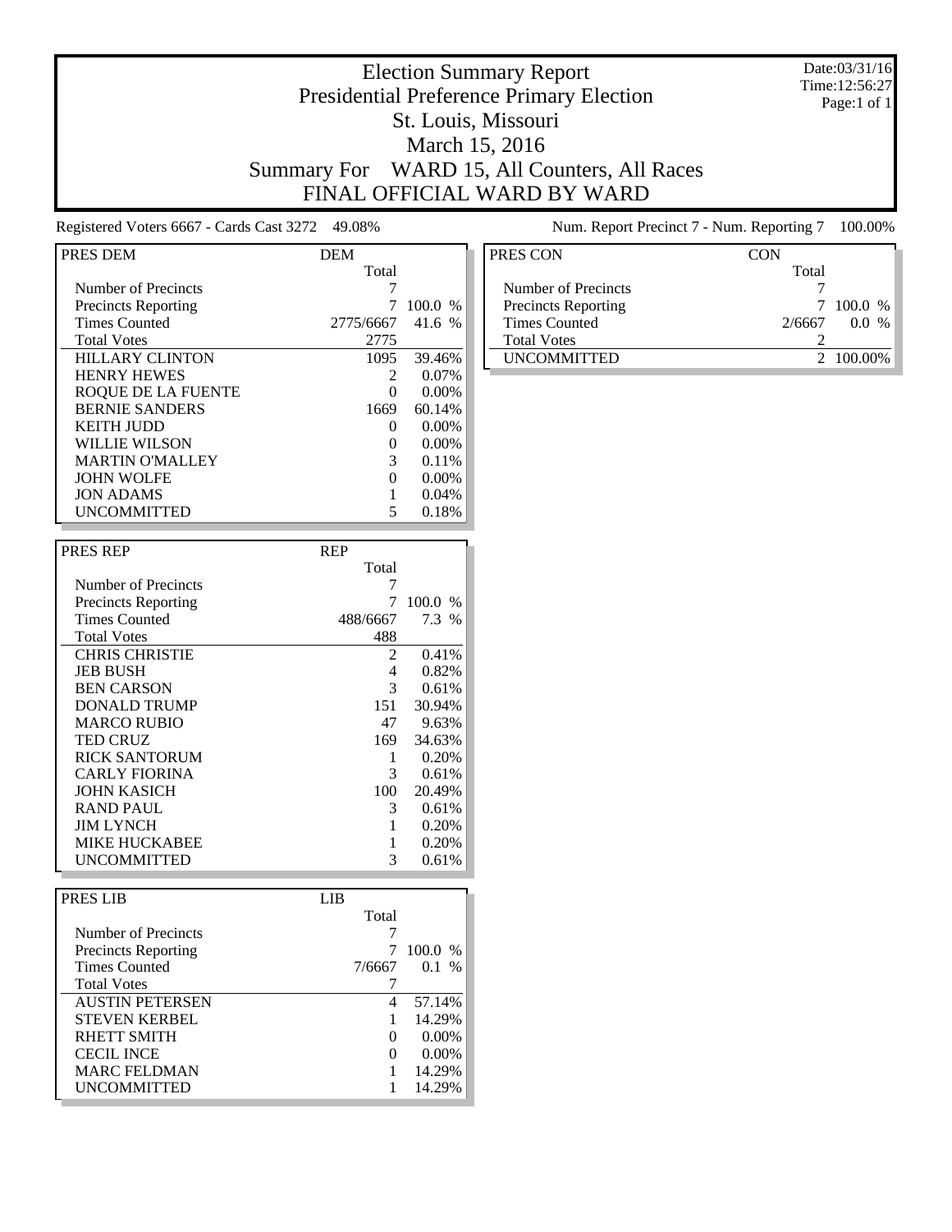# Election Summary Report

## Presidential Preference Primary Election

## St. Louis, Missouri

## March 15, 2016

## Summary For WARD 15, All Counters, All Races

## FINAL OFFICIAL WARD BY WARD

Date:03/31/16
Time:12:56:27
Page:1 of 1

Registered Voters 6667 - Cards Cast 3272 49.08%

Num. Report Precinct 7 - Num. Reporting 7 100.00%

| PRES DEM | DEM | |
|---|---|---|
| | Total | |
| Number of Precincts | 7 | |
| Precincts Reporting | 7 | 100.0 % |
| Times Counted | 2775/6667 | 41.6 % |
| Total Votes | 2775 | |
| HILLARY CLINTON | 1095 | 39.46% |
| HENRY HEWES | 2 | 0.07% |
| ROQUE DE LA FUENTE | 0 | 0.00% |
| BERNIE SANDERS | 1669 | 60.14% |
| KEITH JUDD | 0 | 0.00% |
| WILLIE WILSON | 0 | 0.00% |
| MARTIN O'MALLEY | 3 | 0.11% |
| JOHN WOLFE | 0 | 0.00% |
| JON ADAMS | 1 | 0.04% |
| UNCOMMITTED | 5 | 0.18% |

| PRES REP | REP | |
|---|---|---|
| | Total | |
| Number of Precincts | 7 | |
| Precincts Reporting | 7 | 100.0 % |
| Times Counted | 488/6667 | 7.3 % |
| Total Votes | 488 | |
| CHRIS CHRISTIE | 2 | 0.41% |
| JEB BUSH | 4 | 0.82% |
| BEN CARSON | 3 | 0.61% |
| DONALD TRUMP | 151 | 30.94% |
| MARCO RUBIO | 47 | 9.63% |
| TED CRUZ | 169 | 34.63% |
| RICK SANTORUM | 1 | 0.20% |
| CARLY FIORINA | 3 | 0.61% |
| JOHN KASICH | 100 | 20.49% |
| RAND PAUL | 3 | 0.61% |
| JIM LYNCH | 1 | 0.20% |
| MIKE HUCKABEE | 1 | 0.20% |
| UNCOMMITTED | 3 | 0.61% |

| PRES LIB | LIB | |
|---|---|---|
| | Total | |
| Number of Precincts | 7 | |
| Precincts Reporting | 7 | 100.0 % |
| Times Counted | 7/6667 | 0.1 % |
| Total Votes | 7 | |
| AUSTIN PETERSEN | 4 | 57.14% |
| STEVEN KERBEL | 1 | 14.29% |
| RHETT SMITH | 0 | 0.00% |
| CECIL INCE | 0 | 0.00% |
| MARC FELDMAN | 1 | 14.29% |
| UNCOMMITTED | 1 | 14.29% |

| PRES CON | CON | |
|---|---|---|
| | Total | |
| Number of Precincts | 7 | |
| Precincts Reporting | 7 | 100.0 % |
| Times Counted | 2/6667 | 0.0 % |
| Total Votes | 2 | |
| UNCOMMITTED | 2 | 100.00% |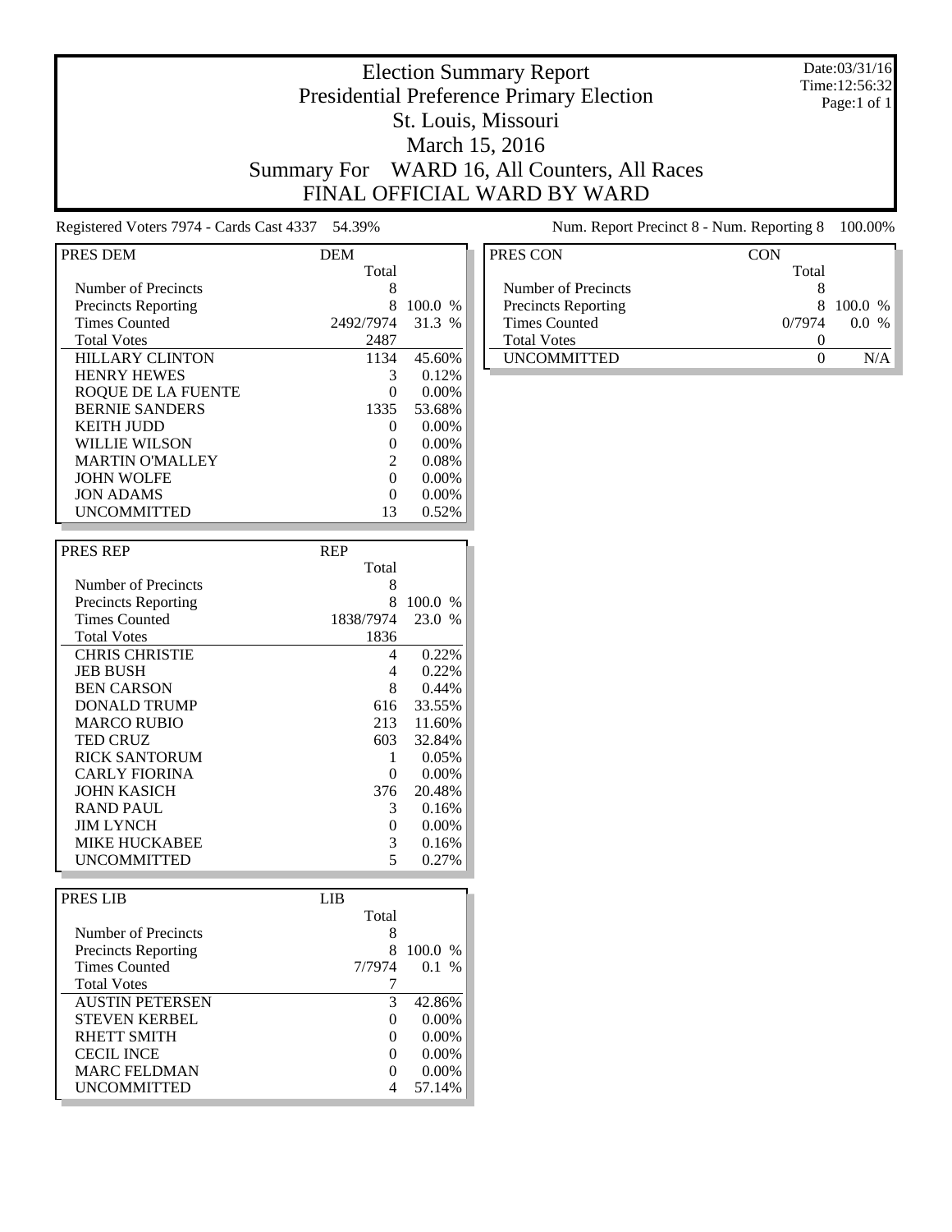# Election Summary Report

## Presidential Preference Primary Election

## St. Louis, Missouri

## March 15, 2016

## Summary For WARD 16, All Counters, All Races

## FINAL OFFICIAL WARD BY WARD

Date:03/31/16
Time:12:56:32
Page:1 of 1

Registered Voters 7974 - Cards Cast 4337 54.39%

Num. Report Precinct 8 - Num. Reporting 8 100.00%

| PRES DEM | DEM | |
|---|---|---|
| | Total | |
| Number of Precincts | 8 | |
| Precincts Reporting | 8 | 100.0 % |
| Times Counted | 2492/7974 | 31.3 % |
| Total Votes | 2487 | |
| HILLARY CLINTON | 1134 | 45.60% |
| HENRY HEWES | 3 | 0.12% |
| ROQUE DE LA FUENTE | 0 | 0.00% |
| BERNIE SANDERS | 1335 | 53.68% |
| KEITH JUDD | 0 | 0.00% |
| WILLIE WILSON | 0 | 0.00% |
| MARTIN O'MALLEY | 2 | 0.08% |
| JOHN WOLFE | 0 | 0.00% |
| JON ADAMS | 0 | 0.00% |
| UNCOMMITTED | 13 | 0.52% |

| PRES REP | REP | |
|---|---|---|
| | Total | |
| Number of Precincts | 8 | |
| Precincts Reporting | 8 | 100.0 % |
| Times Counted | 1838/7974 | 23.0 % |
| Total Votes | 1836 | |
| CHRIS CHRISTIE | 4 | 0.22% |
| JEB BUSH | 4 | 0.22% |
| BEN CARSON | 8 | 0.44% |
| DONALD TRUMP | 616 | 33.55% |
| MARCO RUBIO | 213 | 11.60% |
| TED CRUZ | 603 | 32.84% |
| RICK SANTORUM | 1 | 0.05% |
| CARLY FIORINA | 0 | 0.00% |
| JOHN KASICH | 376 | 20.48% |
| RAND PAUL | 3 | 0.16% |
| JIM LYNCH | 0 | 0.00% |
| MIKE HUCKABEE | 3 | 0.16% |
| UNCOMMITTED | 5 | 0.27% |

| PRES LIB | LIB | |
|---|---|---|
| | Total | |
| Number of Precincts | 8 | |
| Precincts Reporting | 8 | 100.0 % |
| Times Counted | 7/7974 | 0.1 % |
| Total Votes | 7 | |
| AUSTIN PETERSEN | 3 | 42.86% |
| STEVEN KERBEL | 0 | 0.00% |
| RHETT SMITH | 0 | 0.00% |
| CECIL INCE | 0 | 0.00% |
| MARC FELDMAN | 0 | 0.00% |
| UNCOMMITTED | 4 | 57.14% |

| PRES CON | CON | |
|---|---|---|
| | Total | |
| Number of Precincts | 8 | |
| Precincts Reporting | 8 | 100.0 % |
| Times Counted | 0/7974 | 0.0 % |
| Total Votes | 0 | |
| UNCOMMITTED | 0 | N/A |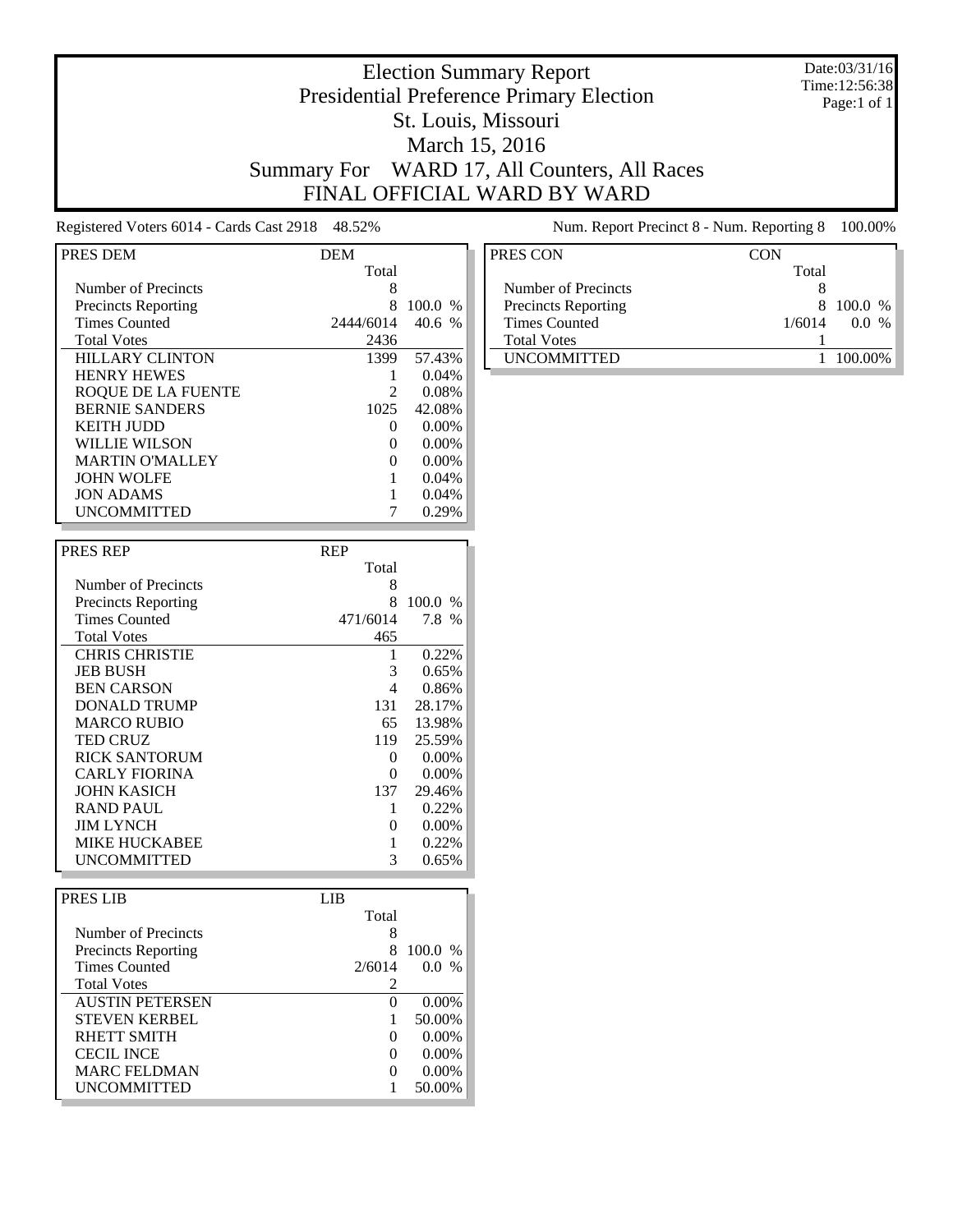# Election Summary Report

## Presidential Preference Primary Election

## St. Louis, Missouri

## March 15, 2016

## Summary For WARD 17, All Counters, All Races

## FINAL OFFICIAL WARD BY WARD

Date:03/31/16
Time:12:56:38
Page:1 of 1

Registered Voters 6014 - Cards Cast 2918 48.52%

Num. Report Precinct 8 - Num. Reporting 8 100.00%

| PRES DEM | DEM Total | |
|---|---|---|
| Number of Precincts | 8 | |
| Precincts Reporting | 8 | 100.0 % |
| Times Counted | 2444/6014 | 40.6 % |
| Total Votes | 2436 | |
| HILLARY CLINTON | 1399 | 57.43% |
| HENRY HEWES | 1 | 0.04% |
| ROQUE DE LA FUENTE | 2 | 0.08% |
| BERNIE SANDERS | 1025 | 42.08% |
| KEITH JUDD | 0 | 0.00% |
| WILLIE WILSON | 0 | 0.00% |
| MARTIN O'MALLEY | 0 | 0.00% |
| JOHN WOLFE | 1 | 0.04% |
| JON ADAMS | 1 | 0.04% |
| UNCOMMITTED | 7 | 0.29% |

| PRES REP | REP Total | |
|---|---|---|
| Number of Precincts | 8 | |
| Precincts Reporting | 8 | 100.0 % |
| Times Counted | 471/6014 | 7.8 % |
| Total Votes | 465 | |
| CHRIS CHRISTIE | 1 | 0.22% |
| JEB BUSH | 3 | 0.65% |
| BEN CARSON | 4 | 0.86% |
| DONALD TRUMP | 131 | 28.17% |
| MARCO RUBIO | 65 | 13.98% |
| TED CRUZ | 119 | 25.59% |
| RICK SANTORUM | 0 | 0.00% |
| CARLY FIORINA | 0 | 0.00% |
| JOHN KASICH | 137 | 29.46% |
| RAND PAUL | 1 | 0.22% |
| JIM LYNCH | 0 | 0.00% |
| MIKE HUCKABEE | 1 | 0.22% |
| UNCOMMITTED | 3 | 0.65% |

| PRES LIB | LIB Total | |
|---|---|---|
| Number of Precincts | 8 | |
| Precincts Reporting | 8 | 100.0 % |
| Times Counted | 2/6014 | 0.0 % |
| Total Votes | 2 | |
| AUSTIN PETERSEN | 0 | 0.00% |
| STEVEN KERBEL | 1 | 50.00% |
| RHETT SMITH | 0 | 0.00% |
| CECIL INCE | 0 | 0.00% |
| MARC FELDMAN | 0 | 0.00% |
| UNCOMMITTED | 1 | 50.00% |

| PRES CON | CON Total | |
|---|---|---|
| Number of Precincts | 8 | |
| Precincts Reporting | 8 | 100.0 % |
| Times Counted | 1/6014 | 0.0 % |
| Total Votes | 1 | |
| UNCOMMITTED | 1 | 100.00% |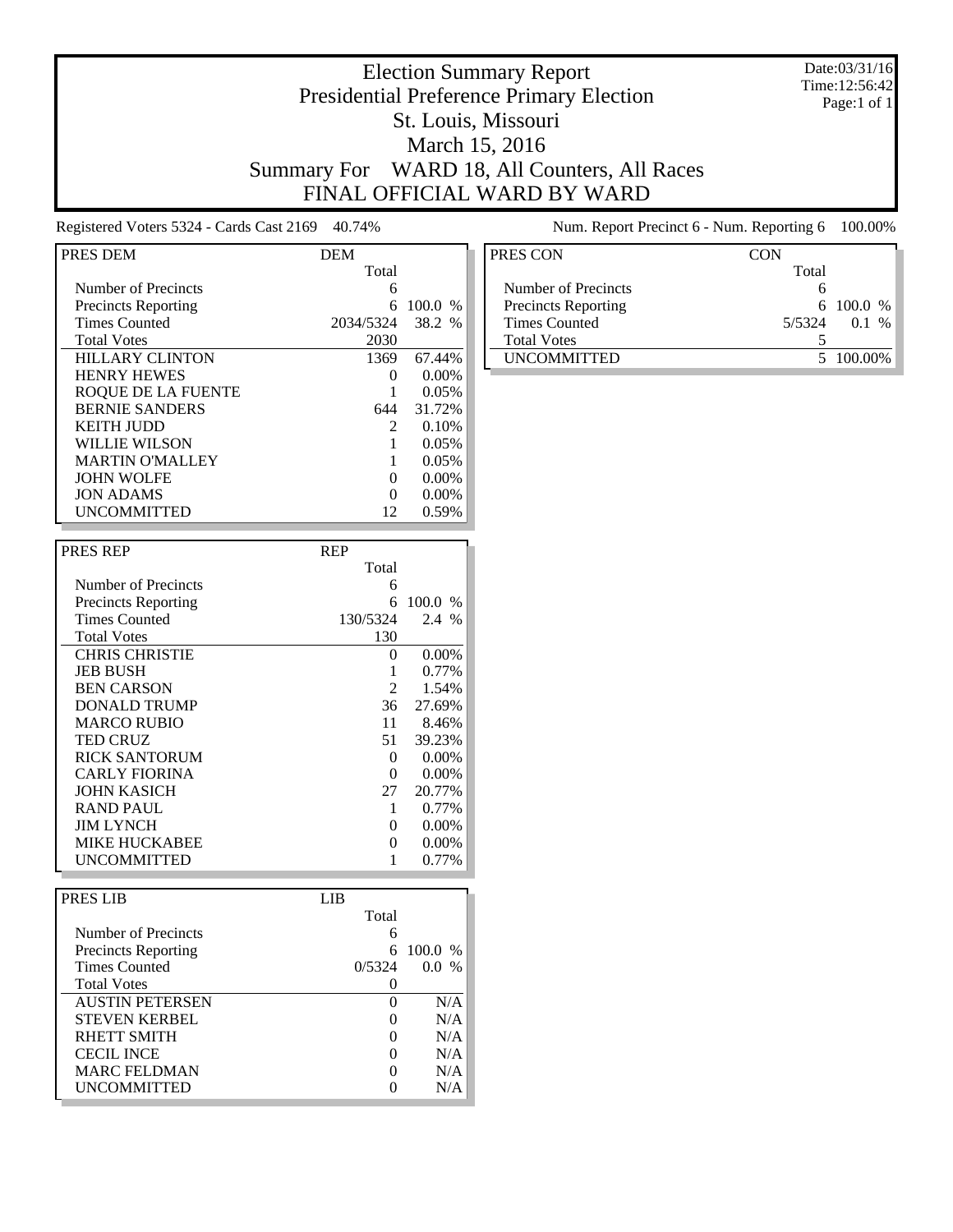# Election Summary Report

## Presidential Preference Primary Election

## St. Louis, Missouri

## March 15, 2016

## Summary For WARD 18, All Counters, All Races

## FINAL OFFICIAL WARD BY WARD

Date:03/31/16
Time:12:56:42
Page:1 of 1

Registered Voters 5324 - Cards Cast 2169 40.74%

Num. Report Precinct 6 - Num. Reporting 6 100.00%

| PRES DEM | DEM Total | |
|---|---|---|
| Number of Precincts | 6 | |
| Precincts Reporting | 6 | 100.0 % |
| Times Counted | 2034/5324 | 38.2 % |
| Total Votes | 2030 | |
| HILLARY CLINTON | 1369 | 67.44% |
| HENRY HEWES | 0 | 0.00% |
| ROQUE DE LA FUENTE | 1 | 0.05% |
| BERNIE SANDERS | 644 | 31.72% |
| KEITH JUDD | 2 | 0.10% |
| WILLIE WILSON | 1 | 0.05% |
| MARTIN O'MALLEY | 1 | 0.05% |
| JOHN WOLFE | 0 | 0.00% |
| JON ADAMS | 0 | 0.00% |
| UNCOMMITTED | 12 | 0.59% |

| PRES REP | REP Total | |
|---|---|---|
| Number of Precincts | 6 | |
| Precincts Reporting | 6 | 100.0 % |
| Times Counted | 130/5324 | 2.4 % |
| Total Votes | 130 | |
| CHRIS CHRISTIE | 0 | 0.00% |
| JEB BUSH | 1 | 0.77% |
| BEN CARSON | 2 | 1.54% |
| DONALD TRUMP | 36 | 27.69% |
| MARCO RUBIO | 11 | 8.46% |
| TED CRUZ | 51 | 39.23% |
| RICK SANTORUM | 0 | 0.00% |
| CARLY FIORINA | 0 | 0.00% |
| JOHN KASICH | 27 | 20.77% |
| RAND PAUL | 1 | 0.77% |
| JIM LYNCH | 0 | 0.00% |
| MIKE HUCKABEE | 0 | 0.00% |
| UNCOMMITTED | 1 | 0.77% |

| PRES LIB | LIB Total | |
|---|---|---|
| Number of Precincts | 6 | |
| Precincts Reporting | 6 | 100.0 % |
| Times Counted | 0/5324 | 0.0 % |
| Total Votes | 0 | |
| AUSTIN PETERSEN | 0 | N/A |
| STEVEN KERBEL | 0 | N/A |
| RHETT SMITH | 0 | N/A |
| CECIL INCE | 0 | N/A |
| MARC FELDMAN | 0 | N/A |
| UNCOMMITTED | 0 | N/A |

| PRES CON | CON Total | |
|---|---|---|
| Number of Precincts | 6 | |
| Precincts Reporting | 6 | 100.0 % |
| Times Counted | 5/5324 | 0.1 % |
| Total Votes | 5 | |
| UNCOMMITTED | 5 | 100.00% |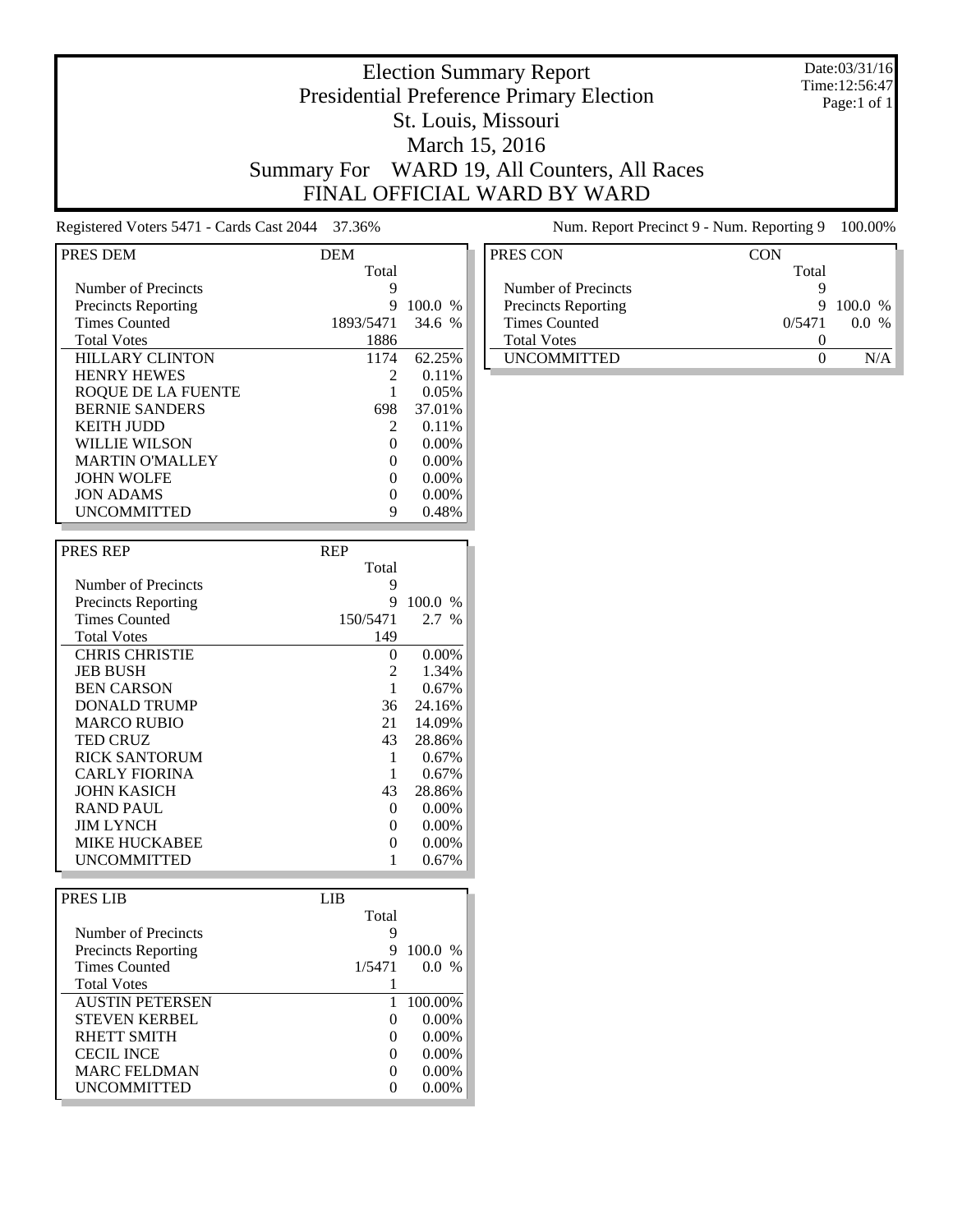# Election Summary Report
## Presidential Preference Primary Election
## St. Louis, Missouri
## March 15, 2016
## Summary For WARD 19, All Counters, All Races
## FINAL OFFICIAL WARD BY WARD

Date:03/31/16
Time:12:56:47
Page:1 of 1

Registered Voters 5471 - Cards Cast 2044 37.36%

Num. Report Precinct 9 - Num. Reporting 9 100.00%

| PRES DEM | DEM | |
|---|---|---|
| | Total | |
| Number of Precincts | 9 | |
| Precincts Reporting | 9 | 100.0 % |
| Times Counted | 1893/5471 | 34.6 % |
| Total Votes | 1886 | |
| HILLARY CLINTON | 1174 | 62.25% |
| HENRY HEWES | 2 | 0.11% |
| ROQUE DE LA FUENTE | 1 | 0.05% |
| BERNIE SANDERS | 698 | 37.01% |
| KEITH JUDD | 2 | 0.11% |
| WILLIE WILSON | 0 | 0.00% |
| MARTIN O'MALLEY | 0 | 0.00% |
| JOHN WOLFE | 0 | 0.00% |
| JON ADAMS | 0 | 0.00% |
| UNCOMMITTED | 9 | 0.48% |

| PRES REP | REP | |
|---|---|---|
| | Total | |
| Number of Precincts | 9 | |
| Precincts Reporting | 9 | 100.0 % |
| Times Counted | 150/5471 | 2.7 % |
| Total Votes | 149 | |
| CHRIS CHRISTIE | 0 | 0.00% |
| JEB BUSH | 2 | 1.34% |
| BEN CARSON | 1 | 0.67% |
| DONALD TRUMP | 36 | 24.16% |
| MARCO RUBIO | 21 | 14.09% |
| TED CRUZ | 43 | 28.86% |
| RICK SANTORUM | 1 | 0.67% |
| CARLY FIORINA | 1 | 0.67% |
| JOHN KASICH | 43 | 28.86% |
| RAND PAUL | 0 | 0.00% |
| JIM LYNCH | 0 | 0.00% |
| MIKE HUCKABEE | 0 | 0.00% |
| UNCOMMITTED | 1 | 0.67% |

| PRES LIB | LIB | |
|---|---|---|
| | Total | |
| Number of Precincts | 9 | |
| Precincts Reporting | 9 | 100.0 % |
| Times Counted | 1/5471 | 0.0 % |
| Total Votes | 1 | |
| AUSTIN PETERSEN | 1 | 100.00% |
| STEVEN KERBEL | 0 | 0.00% |
| RHETT SMITH | 0 | 0.00% |
| CECIL INCE | 0 | 0.00% |
| MARC FELDMAN | 0 | 0.00% |
| UNCOMMITTED | 0 | 0.00% |

| PRES CON | CON | |
|---|---|---|
| | Total | |
| Number of Precincts | 9 | |
| Precincts Reporting | 9 | 100.0 % |
| Times Counted | 0/5471 | 0.0 % |
| Total Votes | 0 | |
| UNCOMMITTED | 0 | N/A |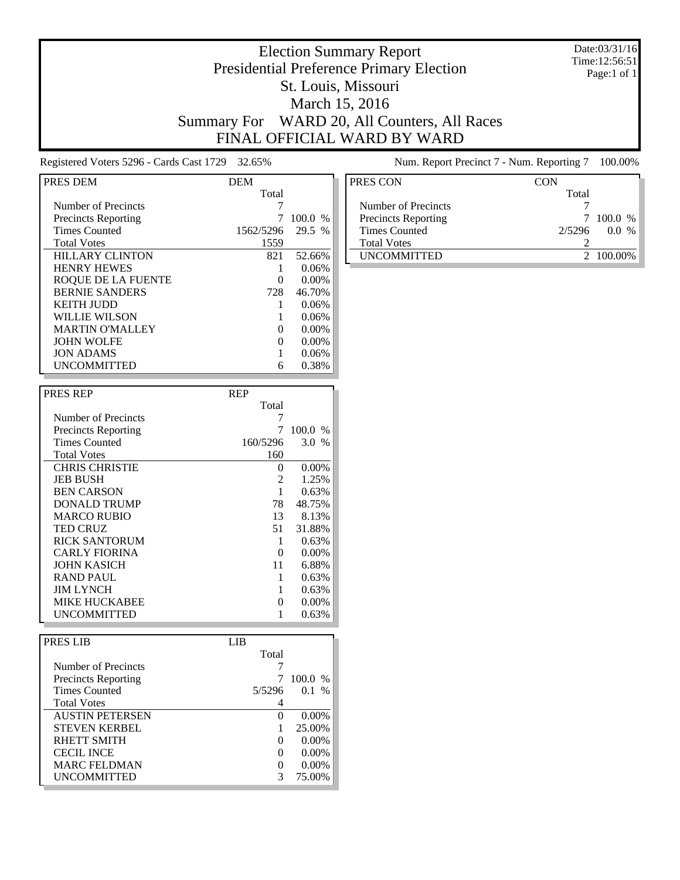# Election Summary Report

## Presidential Preference Primary Election

## St. Louis, Missouri

## March 15, 2016

## Summary For WARD 20, All Counters, All Races

## FINAL OFFICIAL WARD BY WARD

Date:03/31/16
Time:12:56:51
Page:1 of 1

Registered Voters 5296 - Cards Cast 1729 32.65%

Num. Report Precinct 7 - Num. Reporting 7 100.00%

| PRES DEM | DEM | |
|---|---|---|
| | Total | |
| Number of Precincts | 7 | |
| Precincts Reporting | 7 | 100.0 % |
| Times Counted | 1562/5296 | 29.5 % |
| Total Votes | 1559 | |
| HILLARY CLINTON | 821 | 52.66% |
| HENRY HEWES | 1 | 0.06% |
| ROQUE DE LA FUENTE | 0 | 0.00% |
| BERNIE SANDERS | 728 | 46.70% |
| KEITH JUDD | 1 | 0.06% |
| WILLIE WILSON | 1 | 0.06% |
| MARTIN O'MALLEY | 0 | 0.00% |
| JOHN WOLFE | 0 | 0.00% |
| JON ADAMS | 1 | 0.06% |
| UNCOMMITTED | 6 | 0.38% |

| PRES REP | REP | |
|---|---|---|
| | Total | |
| Number of Precincts | 7 | |
| Precincts Reporting | 7 | 100.0 % |
| Times Counted | 160/5296 | 3.0 % |
| Total Votes | 160 | |
| CHRIS CHRISTIE | 0 | 0.00% |
| JEB BUSH | 2 | 1.25% |
| BEN CARSON | 1 | 0.63% |
| DONALD TRUMP | 78 | 48.75% |
| MARCO RUBIO | 13 | 8.13% |
| TED CRUZ | 51 | 31.88% |
| RICK SANTORUM | 1 | 0.63% |
| CARLY FIORINA | 0 | 0.00% |
| JOHN KASICH | 11 | 6.88% |
| RAND PAUL | 1 | 0.63% |
| JIM LYNCH | 1 | 0.63% |
| MIKE HUCKABEE | 0 | 0.00% |
| UNCOMMITTED | 1 | 0.63% |

| PRES LIB | LIB | |
|---|---|---|
| | Total | |
| Number of Precincts | 7 | |
| Precincts Reporting | 7 | 100.0 % |
| Times Counted | 5/5296 | 0.1 % |
| Total Votes | 4 | |
| AUSTIN PETERSEN | 0 | 0.00% |
| STEVEN KERBEL | 1 | 25.00% |
| RHETT SMITH | 0 | 0.00% |
| CECIL INCE | 0 | 0.00% |
| MARC FELDMAN | 0 | 0.00% |
| UNCOMMITTED | 3 | 75.00% |

| PRES CON | CON | |
|---|---|---|
| | Total | |
| Number of Precincts | 7 | |
| Precincts Reporting | 7 | 100.0 % |
| Times Counted | 2/5296 | 0.0 % |
| Total Votes | 2 | |
| UNCOMMITTED | 2 | 100.00% |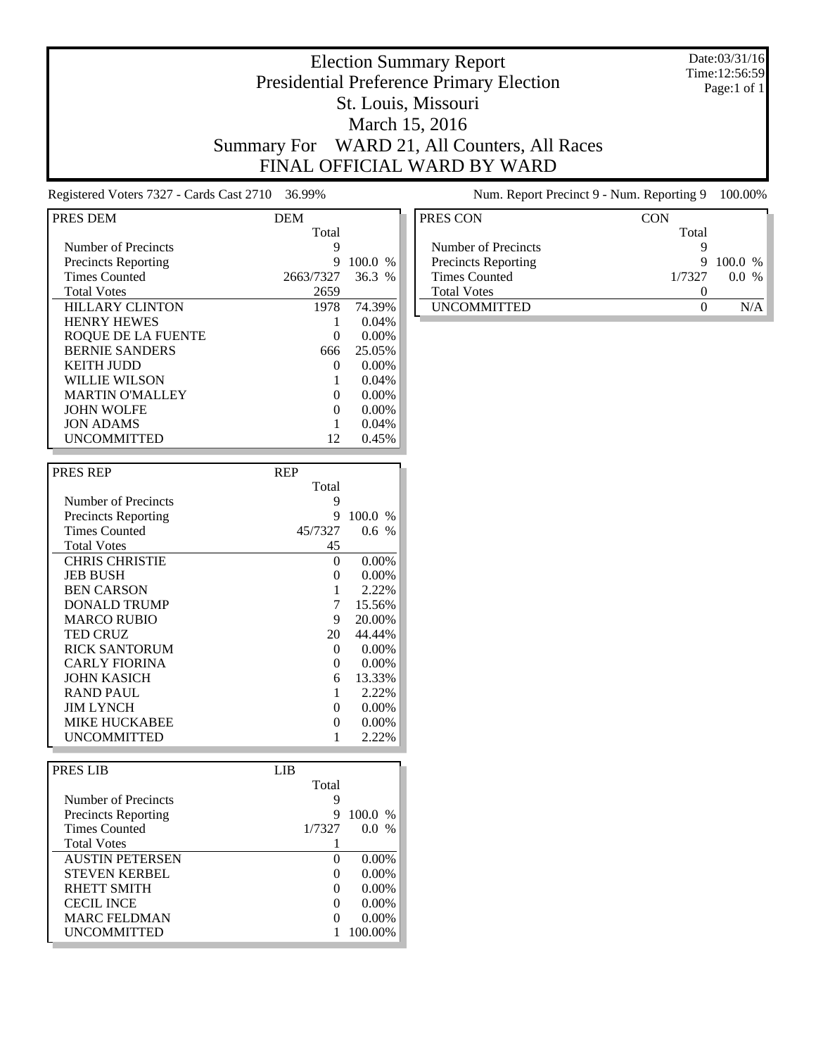# Election Summary Report

Presidential Preference Primary Election

St. Louis, Missouri

March 15, 2016

Summary For WARD 21, All Counters, All Races

FINAL OFFICIAL WARD BY WARD

Date:03/31/16
Time:12:56:59
Page:1 of 1

Registered Voters 7327 - Cards Cast 2710 36.99%

Num. Report Precinct 9 - Num. Reporting 9 100.00%

| PRES DEM | DEM Total | |
|---|---|---|
| Number of Precincts | 9 | |
| Precincts Reporting | 9 | 100.0 % |
| Times Counted | 2663/7327 | 36.3 % |
| Total Votes | 2659 | |
| HILLARY CLINTON | 1978 | 74.39% |
| HENRY HEWES | 1 | 0.04% |
| ROQUE DE LA FUENTE | 0 | 0.00% |
| BERNIE SANDERS | 666 | 25.05% |
| KEITH JUDD | 0 | 0.00% |
| WILLIE WILSON | 1 | 0.04% |
| MARTIN O'MALLEY | 0 | 0.00% |
| JOHN WOLFE | 0 | 0.00% |
| JON ADAMS | 1 | 0.04% |
| UNCOMMITTED | 12 | 0.45% |

| PRES REP | REP Total | |
|---|---|---|
| Number of Precincts | 9 | |
| Precincts Reporting | 9 | 100.0 % |
| Times Counted | 45/7327 | 0.6 % |
| Total Votes | 45 | |
| CHRIS CHRISTIE | 0 | 0.00% |
| JEB BUSH | 0 | 0.00% |
| BEN CARSON | 1 | 2.22% |
| DONALD TRUMP | 7 | 15.56% |
| MARCO RUBIO | 9 | 20.00% |
| TED CRUZ | 20 | 44.44% |
| RICK SANTORUM | 0 | 0.00% |
| CARLY FIORINA | 0 | 0.00% |
| JOHN KASICH | 6 | 13.33% |
| RAND PAUL | 1 | 2.22% |
| JIM LYNCH | 0 | 0.00% |
| MIKE HUCKABEE | 0 | 0.00% |
| UNCOMMITTED | 1 | 2.22% |

| PRES LIB | LIB Total | |
|---|---|---|
| Number of Precincts | 9 | |
| Precincts Reporting | 9 | 100.0 % |
| Times Counted | 1/7327 | 0.0 % |
| Total Votes | 1 | |
| AUSTIN PETERSEN | 0 | 0.00% |
| STEVEN KERBEL | 0 | 0.00% |
| RHETT SMITH | 0 | 0.00% |
| CECIL INCE | 0 | 0.00% |
| MARC FELDMAN | 0 | 0.00% |
| UNCOMMITTED | 1 | 100.00% |

| PRES CON | CON Total | |
|---|---|---|
| Number of Precincts | 9 | |
| Precincts Reporting | 9 | 100.0 % |
| Times Counted | 1/7327 | 0.0 % |
| Total Votes | 0 | |
| UNCOMMITTED | 0 | N/A |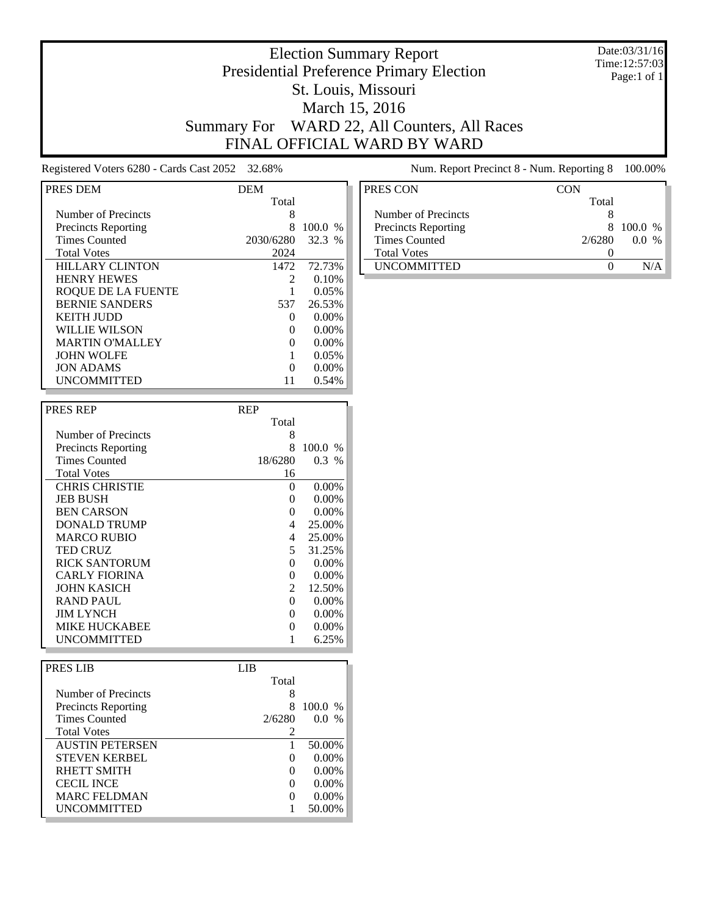# Election Summary Report

## Presidential Preference Primary Election

## St. Louis, Missouri

## March 15, 2016

## Summary For WARD 22, All Counters, All Races

## FINAL OFFICIAL WARD BY WARD

Date:03/31/16
Time:12:57:03
Page:1 of 1

Registered Voters 6280 - Cards Cast 2052 32.68%

Num. Report Precinct 8 - Num. Reporting 8 100.00%

| PRES DEM | DEM | |
|---|---|---|
| | Total | |
| Number of Precincts | 8 | |
| Precincts Reporting | 8 | 100.0 % |
| Times Counted | 2030/6280 | 32.3 % |
| Total Votes | 2024 | |
| HILLARY CLINTON | 1472 | 72.73% |
| HENRY HEWES | 2 | 0.10% |
| ROQUE DE LA FUENTE | 1 | 0.05% |
| BERNIE SANDERS | 537 | 26.53% |
| KEITH JUDD | 0 | 0.00% |
| WILLIE WILSON | 0 | 0.00% |
| MARTIN O'MALLEY | 0 | 0.00% |
| JOHN WOLFE | 1 | 0.05% |
| JON ADAMS | 0 | 0.00% |
| UNCOMMITTED | 11 | 0.54% |

| PRES REP | REP | |
|---|---|---|
| | Total | |
| Number of Precincts | 8 | |
| Precincts Reporting | 8 | 100.0 % |
| Times Counted | 18/6280 | 0.3 % |
| Total Votes | 16 | |
| CHRIS CHRISTIE | 0 | 0.00% |
| JEB BUSH | 0 | 0.00% |
| BEN CARSON | 0 | 0.00% |
| DONALD TRUMP | 4 | 25.00% |
| MARCO RUBIO | 4 | 25.00% |
| TED CRUZ | 5 | 31.25% |
| RICK SANTORUM | 0 | 0.00% |
| CARLY FIORINA | 0 | 0.00% |
| JOHN KASICH | 2 | 12.50% |
| RAND PAUL | 0 | 0.00% |
| JIM LYNCH | 0 | 0.00% |
| MIKE HUCKABEE | 0 | 0.00% |
| UNCOMMITTED | 1 | 6.25% |

| PRES LIB | LIB | |
|---|---|---|
| | Total | |
| Number of Precincts | 8 | |
| Precincts Reporting | 8 | 100.0 % |
| Times Counted | 2/6280 | 0.0 % |
| Total Votes | 2 | |
| AUSTIN PETERSEN | 1 | 50.00% |
| STEVEN KERBEL | 0 | 0.00% |
| RHETT SMITH | 0 | 0.00% |
| CECIL INCE | 0 | 0.00% |
| MARC FELDMAN | 0 | 0.00% |
| UNCOMMITTED | 1 | 50.00% |

| PRES CON | CON | |
|---|---|---|
| | Total | |
| Number of Precincts | 8 | |
| Precincts Reporting | 8 | 100.0 % |
| Times Counted | 2/6280 | 0.0 % |
| Total Votes | 0 | |
| UNCOMMITTED | 0 | N/A |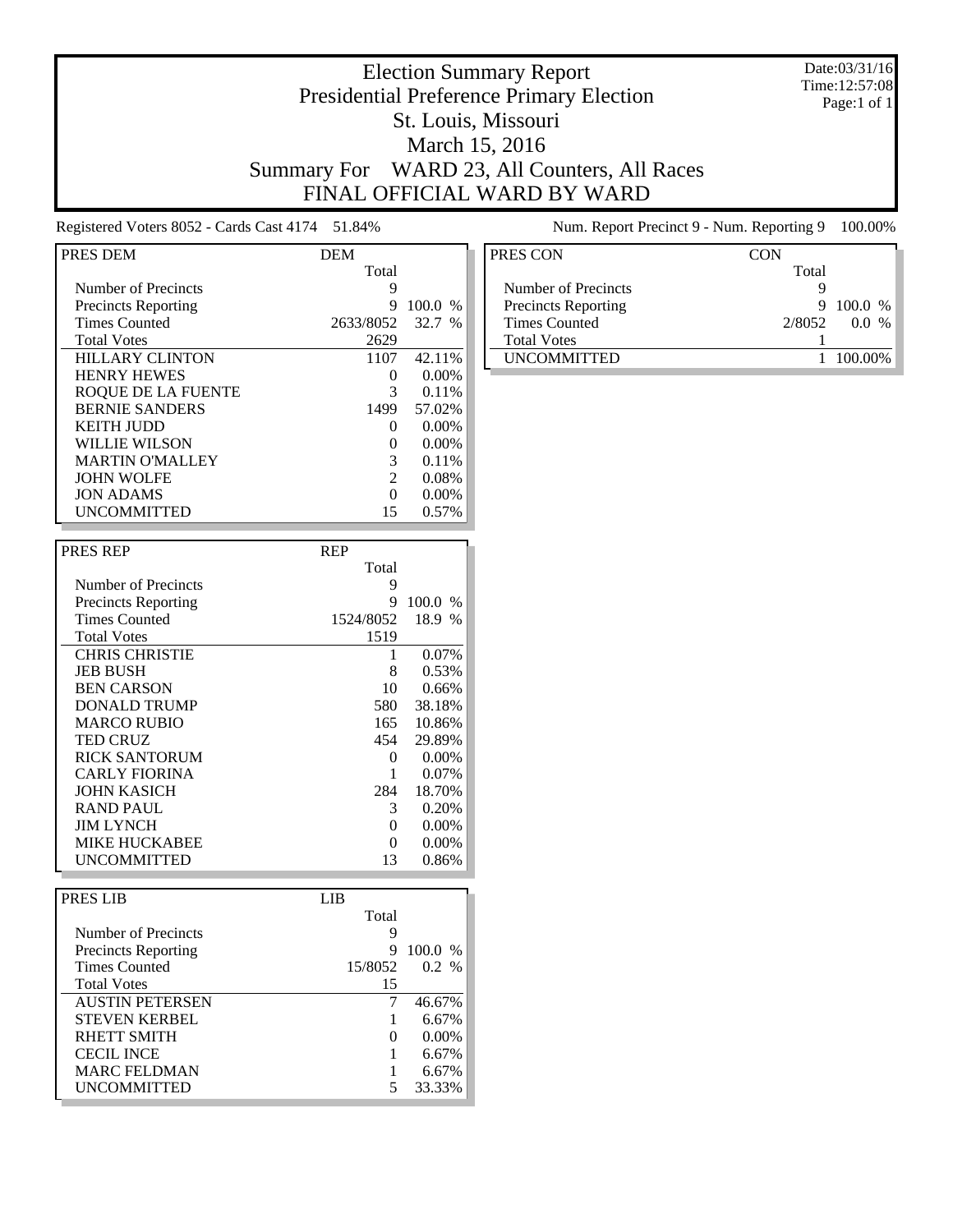# Election Summary Report
## Presidential Preference Primary Election
## St. Louis, Missouri
## March 15, 2016
## Summary For WARD 23, All Counters, All Races
## FINAL OFFICIAL WARD BY WARD

Date:03/31/16
Time:12:57:08
Page:1 of 1

Registered Voters 8052 - Cards Cast 4174 51.84%

Num. Report Precinct 9 - Num. Reporting 9 100.00%

| PRES DEM | DEM | |
|---|---|---|
| | Total | |
| Number of Precincts | 9 | |
| Precincts Reporting | 9 | 100.0 % |
| Times Counted | 2633/8052 | 32.7 % |
| Total Votes | 2629 | |
| HILLARY CLINTON | 1107 | 42.11% |
| HENRY HEWES | 0 | 0.00% |
| ROQUE DE LA FUENTE | 3 | 0.11% |
| BERNIE SANDERS | 1499 | 57.02% |
| KEITH JUDD | 0 | 0.00% |
| WILLIE WILSON | 0 | 0.00% |
| MARTIN O'MALLEY | 3 | 0.11% |
| JOHN WOLFE | 2 | 0.08% |
| JON ADAMS | 0 | 0.00% |
| UNCOMMITTED | 15 | 0.57% |

| PRES REP | REP | |
|---|---|---|
| | Total | |
| Number of Precincts | 9 | |
| Precincts Reporting | 9 | 100.0 % |
| Times Counted | 1524/8052 | 18.9 % |
| Total Votes | 1519 | |
| CHRIS CHRISTIE | 1 | 0.07% |
| JEB BUSH | 8 | 0.53% |
| BEN CARSON | 10 | 0.66% |
| DONALD TRUMP | 580 | 38.18% |
| MARCO RUBIO | 165 | 10.86% |
| TED CRUZ | 454 | 29.89% |
| RICK SANTORUM | 0 | 0.00% |
| CARLY FIORINA | 1 | 0.07% |
| JOHN KASICH | 284 | 18.70% |
| RAND PAUL | 3 | 0.20% |
| JIM LYNCH | 0 | 0.00% |
| MIKE HUCKABEE | 0 | 0.00% |
| UNCOMMITTED | 13 | 0.86% |

| PRES LIB | LIB | |
|---|---|---|
| | Total | |
| Number of Precincts | 9 | |
| Precincts Reporting | 9 | 100.0 % |
| Times Counted | 15/8052 | 0.2 % |
| Total Votes | 15 | |
| AUSTIN PETERSEN | 7 | 46.67% |
| STEVEN KERBEL | 1 | 6.67% |
| RHETT SMITH | 0 | 0.00% |
| CECIL INCE | 1 | 6.67% |
| MARC FELDMAN | 1 | 6.67% |
| UNCOMMITTED | 5 | 33.33% |

| PRES CON | CON | |
|---|---|---|
| | Total | |
| Number of Precincts | 9 | |
| Precincts Reporting | 9 | 100.0 % |
| Times Counted | 2/8052 | 0.0 % |
| Total Votes | 1 | |
| UNCOMMITTED | 1 | 100.00% |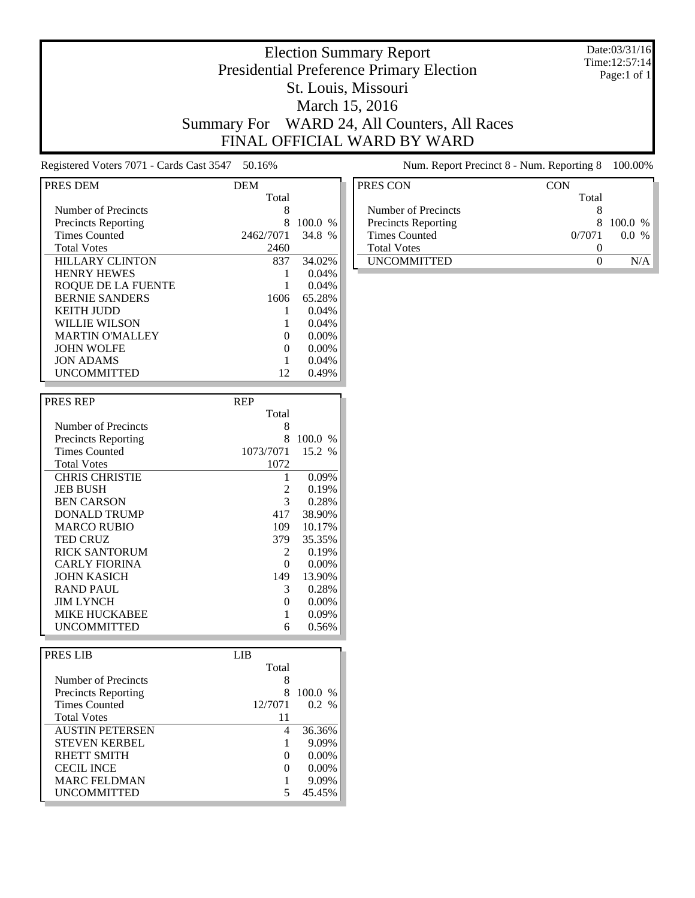# Election Summary Report

## Presidential Preference Primary Election

## St. Louis, Missouri

## March 15, 2016

## Summary For WARD 24, All Counters, All Races

## FINAL OFFICIAL WARD BY WARD

Date:03/31/16
Time:12:57:14
Page:1 of 1

Registered Voters 7071 - Cards Cast 3547 50.16%

Num. Report Precinct 8 - Num. Reporting 8 100.00%

| PRES DEM | DEM Total | |
|---|---|---|
| Number of Precincts | 8 | |
| Precincts Reporting | 8 | 100.0 % |
| Times Counted | 2462/7071 | 34.8 % |
| Total Votes | 2460 | |
| HILLARY CLINTON | 837 | 34.02% |
| HENRY HEWES | 1 | 0.04% |
| ROQUE DE LA FUENTE | 1 | 0.04% |
| BERNIE SANDERS | 1606 | 65.28% |
| KEITH JUDD | 1 | 0.04% |
| WILLIE WILSON | 1 | 0.04% |
| MARTIN O'MALLEY | 0 | 0.00% |
| JOHN WOLFE | 0 | 0.00% |
| JON ADAMS | 1 | 0.04% |
| UNCOMMITTED | 12 | 0.49% |

| PRES REP | REP Total | |
|---|---|---|
| Number of Precincts | 8 | |
| Precincts Reporting | 8 | 100.0 % |
| Times Counted | 1073/7071 | 15.2 % |
| Total Votes | 1072 | |
| CHRIS CHRISTIE | 1 | 0.09% |
| JEB BUSH | 2 | 0.19% |
| BEN CARSON | 3 | 0.28% |
| DONALD TRUMP | 417 | 38.90% |
| MARCO RUBIO | 109 | 10.17% |
| TED CRUZ | 379 | 35.35% |
| RICK SANTORUM | 2 | 0.19% |
| CARLY FIORINA | 0 | 0.00% |
| JOHN KASICH | 149 | 13.90% |
| RAND PAUL | 3 | 0.28% |
| JIM LYNCH | 0 | 0.00% |
| MIKE HUCKABEE | 1 | 0.09% |
| UNCOMMITTED | 6 | 0.56% |

| PRES LIB | LIB Total | |
|---|---|---|
| Number of Precincts | 8 | |
| Precincts Reporting | 8 | 100.0 % |
| Times Counted | 12/7071 | 0.2 % |
| Total Votes | 11 | |
| AUSTIN PETERSEN | 4 | 36.36% |
| STEVEN KERBEL | 1 | 9.09% |
| RHETT SMITH | 0 | 0.00% |
| CECIL INCE | 0 | 0.00% |
| MARC FELDMAN | 1 | 9.09% |
| UNCOMMITTED | 5 | 45.45% |

| PRES CON | CON Total | |
|---|---|---|
| Number of Precincts | 8 | |
| Precincts Reporting | 8 | 100.0 % |
| Times Counted | 0/7071 | 0.0 % |
| Total Votes | 0 | |
| UNCOMMITTED | 0 | N/A |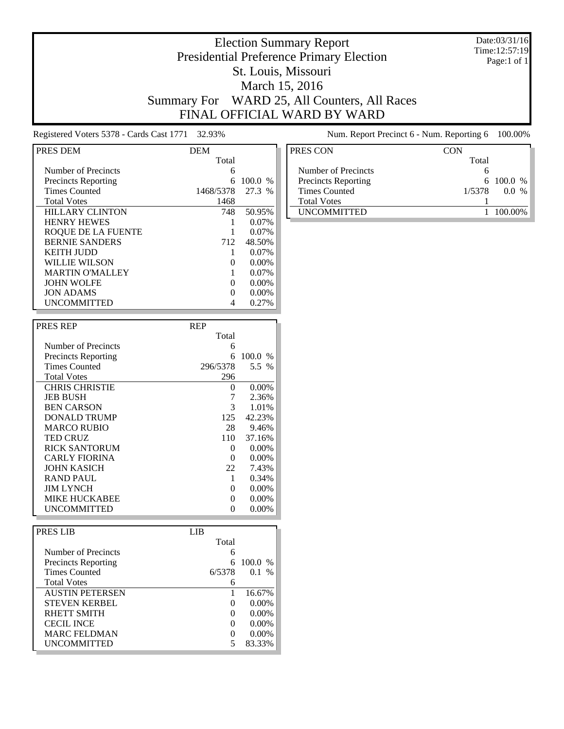# Election Summary Report

## Presidential Preference Primary Election

## St. Louis, Missouri

## March 15, 2016

## Summary For WARD 25, All Counters, All Races

## FINAL OFFICIAL WARD BY WARD

Date:03/31/16
Time:12:57:19
Page:1 of 1

Registered Voters 5378 - Cards Cast 1771 32.93%

Num. Report Precinct 6 - Num. Reporting 6 100.00%

| PRES DEM | DEM Total | |
|---|---|---|
| Number of Precincts | 6 | |
| Precincts Reporting | 6 | 100.0 % |
| Times Counted | 1468/5378 | 27.3 % |
| Total Votes | 1468 | |
| HILLARY CLINTON | 748 | 50.95% |
| HENRY HEWES | 1 | 0.07% |
| ROQUE DE LA FUENTE | 1 | 0.07% |
| BERNIE SANDERS | 712 | 48.50% |
| KEITH JUDD | 1 | 0.07% |
| WILLIE WILSON | 0 | 0.00% |
| MARTIN O'MALLEY | 1 | 0.07% |
| JOHN WOLFE | 0 | 0.00% |
| JON ADAMS | 0 | 0.00% |
| UNCOMMITTED | 4 | 0.27% |

| PRES REP | REP Total | |
|---|---|---|
| Number of Precincts | 6 | |
| Precincts Reporting | 6 | 100.0 % |
| Times Counted | 296/5378 | 5.5 % |
| Total Votes | 296 | |
| CHRIS CHRISTIE | 0 | 0.00% |
| JEB BUSH | 7 | 2.36% |
| BEN CARSON | 3 | 1.01% |
| DONALD TRUMP | 125 | 42.23% |
| MARCO RUBIO | 28 | 9.46% |
| TED CRUZ | 110 | 37.16% |
| RICK SANTORUM | 0 | 0.00% |
| CARLY FIORINA | 0 | 0.00% |
| JOHN KASICH | 22 | 7.43% |
| RAND PAUL | 1 | 0.34% |
| JIM LYNCH | 0 | 0.00% |
| MIKE HUCKABEE | 0 | 0.00% |
| UNCOMMITTED | 0 | 0.00% |

| PRES LIB | LIB Total | |
|---|---|---|
| Number of Precincts | 6 | |
| Precincts Reporting | 6 | 100.0 % |
| Times Counted | 6/5378 | 0.1 % |
| Total Votes | 6 | |
| AUSTIN PETERSEN | 1 | 16.67% |
| STEVEN KERBEL | 0 | 0.00% |
| RHETT SMITH | 0 | 0.00% |
| CECIL INCE | 0 | 0.00% |
| MARC FELDMAN | 0 | 0.00% |
| UNCOMMITTED | 5 | 83.33% |

| PRES CON | CON Total | |
|---|---|---|
| Number of Precincts | 6 | |
| Precincts Reporting | 6 | 100.0 % |
| Times Counted | 1/5378 | 0.0 % |
| Total Votes | 1 | |
| UNCOMMITTED | 1 | 100.00% |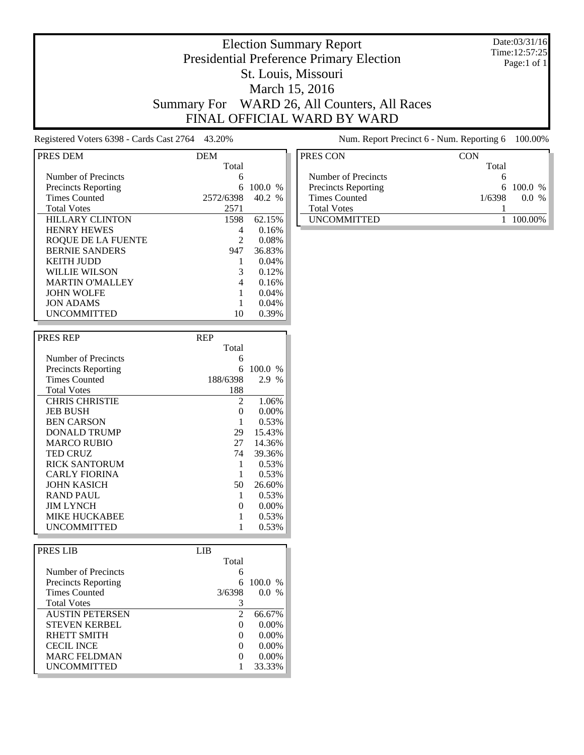# Election Summary Report

## Presidential Preference Primary Election

## St. Louis, Missouri

## March 15, 2016

## Summary For WARD 26, All Counters, All Races

## FINAL OFFICIAL WARD BY WARD

Date:03/31/16
Time:12:57:25
Page:1 of 1

Registered Voters 6398 - Cards Cast 2764 43.20%

Num. Report Precinct 6 - Num. Reporting 6 100.00%

| PRES DEM | DEM | |
|---|---|---|
| | Total | |
| Number of Precincts | 6 | |
| Precincts Reporting | 6 | 100.0 % |
| Times Counted | 2572/6398 | 40.2 % |
| Total Votes | 2571 | |
| HILLARY CLINTON | 1598 | 62.15% |
| HENRY HEWES | 4 | 0.16% |
| ROQUE DE LA FUENTE | 2 | 0.08% |
| BERNIE SANDERS | 947 | 36.83% |
| KEITH JUDD | 1 | 0.04% |
| WILLIE WILSON | 3 | 0.12% |
| MARTIN O'MALLEY | 4 | 0.16% |
| JOHN WOLFE | 1 | 0.04% |
| JON ADAMS | 1 | 0.04% |
| UNCOMMITTED | 10 | 0.39% |

| PRES REP | REP | |
|---|---|---|
| | Total | |
| Number of Precincts | 6 | |
| Precincts Reporting | 6 | 100.0 % |
| Times Counted | 188/6398 | 2.9 % |
| Total Votes | 188 | |
| CHRIS CHRISTIE | 2 | 1.06% |
| JEB BUSH | 0 | 0.00% |
| BEN CARSON | 1 | 0.53% |
| DONALD TRUMP | 29 | 15.43% |
| MARCO RUBIO | 27 | 14.36% |
| TED CRUZ | 74 | 39.36% |
| RICK SANTORUM | 1 | 0.53% |
| CARLY FIORINA | 1 | 0.53% |
| JOHN KASICH | 50 | 26.60% |
| RAND PAUL | 1 | 0.53% |
| JIM LYNCH | 0 | 0.00% |
| MIKE HUCKABEE | 1 | 0.53% |
| UNCOMMITTED | 1 | 0.53% |

| PRES LIB | LIB | |
|---|---|---|
| | Total | |
| Number of Precincts | 6 | |
| Precincts Reporting | 6 | 100.0 % |
| Times Counted | 3/6398 | 0.0 % |
| Total Votes | 3 | |
| AUSTIN PETERSEN | 2 | 66.67% |
| STEVEN KERBEL | 0 | 0.00% |
| RHETT SMITH | 0 | 0.00% |
| CECIL INCE | 0 | 0.00% |
| MARC FELDMAN | 0 | 0.00% |
| UNCOMMITTED | 1 | 33.33% |

| PRES CON | CON | |
|---|---|---|
| | Total | |
| Number of Precincts | 6 | |
| Precincts Reporting | 6 | 100.0 % |
| Times Counted | 1/6398 | 0.0 % |
| Total Votes | 1 | |
| UNCOMMITTED | 1 | 100.00% |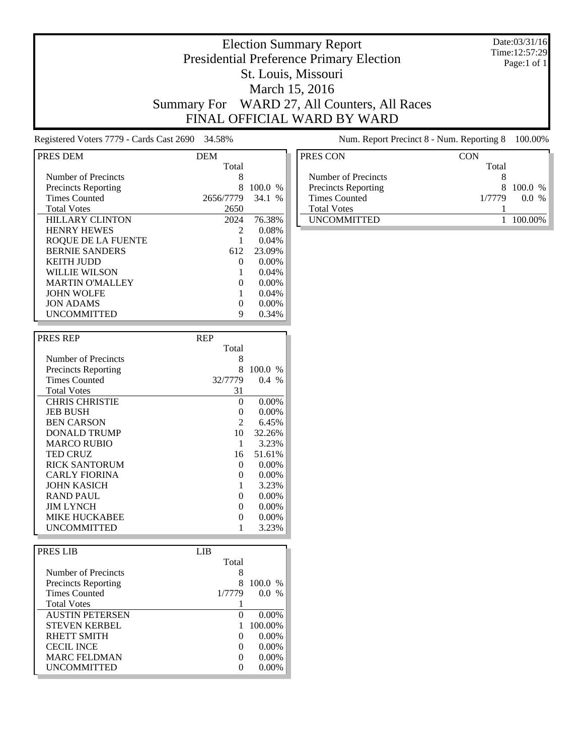# Election Summary Report

## Presidential Preference Primary Election

## St. Louis, Missouri

## March 15, 2016

## Summary For WARD 27, All Counters, All Races

## FINAL OFFICIAL WARD BY WARD

Date:03/31/16
Time:12:57:29
Page:1 of 1

Registered Voters 7779 - Cards Cast 2690 34.58%

Num. Report Precinct 8 - Num. Reporting 8 100.00%

| PRES DEM | DEM Total | |
|---|---|---|
| Number of Precincts | 8 | |
| Precincts Reporting | 8 | 100.0 % |
| Times Counted | 2656/7779 | 34.1 % |
| Total Votes | 2650 | |
| HILLARY CLINTON | 2024 | 76.38% |
| HENRY HEWES | 2 | 0.08% |
| ROQUE DE LA FUENTE | 1 | 0.04% |
| BERNIE SANDERS | 612 | 23.09% |
| KEITH JUDD | 0 | 0.00% |
| WILLIE WILSON | 1 | 0.04% |
| MARTIN O'MALLEY | 0 | 0.00% |
| JOHN WOLFE | 1 | 0.04% |
| JON ADAMS | 0 | 0.00% |
| UNCOMMITTED | 9 | 0.34% |

| PRES REP | REP Total | |
|---|---|---|
| Number of Precincts | 8 | |
| Precincts Reporting | 8 | 100.0 % |
| Times Counted | 32/7779 | 0.4 % |
| Total Votes | 31 | |
| CHRIS CHRISTIE | 0 | 0.00% |
| JEB BUSH | 0 | 0.00% |
| BEN CARSON | 2 | 6.45% |
| DONALD TRUMP | 10 | 32.26% |
| MARCO RUBIO | 1 | 3.23% |
| TED CRUZ | 16 | 51.61% |
| RICK SANTORUM | 0 | 0.00% |
| CARLY FIORINA | 0 | 0.00% |
| JOHN KASICH | 1 | 3.23% |
| RAND PAUL | 0 | 0.00% |
| JIM LYNCH | 0 | 0.00% |
| MIKE HUCKABEE | 0 | 0.00% |
| UNCOMMITTED | 1 | 3.23% |

| PRES LIB | LIB Total | |
|---|---|---|
| Number of Precincts | 8 | |
| Precincts Reporting | 8 | 100.0 % |
| Times Counted | 1/7779 | 0.0 % |
| Total Votes | 1 | |
| AUSTIN PETERSEN | 0 | 0.00% |
| STEVEN KERBEL | 1 | 100.00% |
| RHETT SMITH | 0 | 0.00% |
| CECIL INCE | 0 | 0.00% |
| MARC FELDMAN | 0 | 0.00% |
| UNCOMMITTED | 0 | 0.00% |

| PRES CON | CON Total | |
|---|---|---|
| Number of Precincts | 8 | |
| Precincts Reporting | 8 | 100.0 % |
| Times Counted | 1/7779 | 0.0 % |
| Total Votes | 1 | |
| UNCOMMITTED | 1 | 100.00% |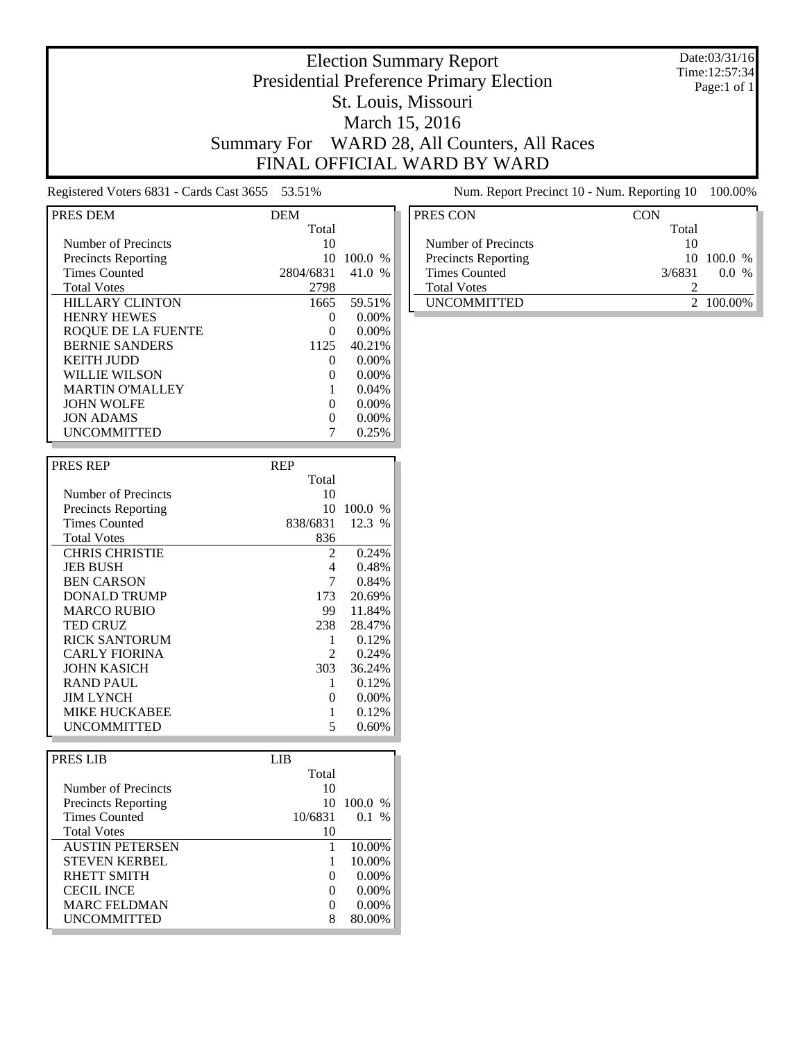# Election Summary Report
## Presidential Preference Primary Election
## St. Louis, Missouri
## March 15, 2016
## Summary For WARD 28, All Counters, All Races
## FINAL OFFICIAL WARD BY WARD

Date:03/31/16
Time:12:57:34
Page:1 of 1

Registered Voters 6831 - Cards Cast 3655 53.51%

Num. Report Precinct 10 - Num. Reporting 10 100.00%

| PRES DEM | DEM Total | |
|---|---|---|
| Number of Precincts | 10 | |
| Precincts Reporting | 10 | 100.0 % |
| Times Counted | 2804/6831 | 41.0 % |
| Total Votes | 2798 | |
| HILLARY CLINTON | 1665 | 59.51% |
| HENRY HEWES | 0 | 0.00% |
| ROQUE DE LA FUENTE | 0 | 0.00% |
| BERNIE SANDERS | 1125 | 40.21% |
| KEITH JUDD | 0 | 0.00% |
| WILLIE WILSON | 0 | 0.00% |
| MARTIN O'MALLEY | 1 | 0.04% |
| JOHN WOLFE | 0 | 0.00% |
| JON ADAMS | 0 | 0.00% |
| UNCOMMITTED | 7 | 0.25% |

| PRES REP | REP Total | |
|---|---|---|
| Number of Precincts | 10 | |
| Precincts Reporting | 10 | 100.0 % |
| Times Counted | 838/6831 | 12.3 % |
| Total Votes | 836 | |
| CHRIS CHRISTIE | 2 | 0.24% |
| JEB BUSH | 4 | 0.48% |
| BEN CARSON | 7 | 0.84% |
| DONALD TRUMP | 173 | 20.69% |
| MARCO RUBIO | 99 | 11.84% |
| TED CRUZ | 238 | 28.47% |
| RICK SANTORUM | 1 | 0.12% |
| CARLY FIORINA | 2 | 0.24% |
| JOHN KASICH | 303 | 36.24% |
| RAND PAUL | 1 | 0.12% |
| JIM LYNCH | 0 | 0.00% |
| MIKE HUCKABEE | 1 | 0.12% |
| UNCOMMITTED | 5 | 0.60% |

| PRES LIB | LIB Total | |
|---|---|---|
| Number of Precincts | 10 | |
| Precincts Reporting | 10 | 100.0 % |
| Times Counted | 10/6831 | 0.1 % |
| Total Votes | 10 | |
| AUSTIN PETERSEN | 1 | 10.00% |
| STEVEN KERBEL | 1 | 10.00% |
| RHETT SMITH | 0 | 0.00% |
| CECIL INCE | 0 | 0.00% |
| MARC FELDMAN | 0 | 0.00% |
| UNCOMMITTED | 8 | 80.00% |

| PRES CON | CON Total | |
|---|---|---|
| Number of Precincts | 10 | |
| Precincts Reporting | 10 | 100.0 % |
| Times Counted | 3/6831 | 0.0 % |
| Total Votes | 2 | |
| UNCOMMITTED | 2 | 100.00% |